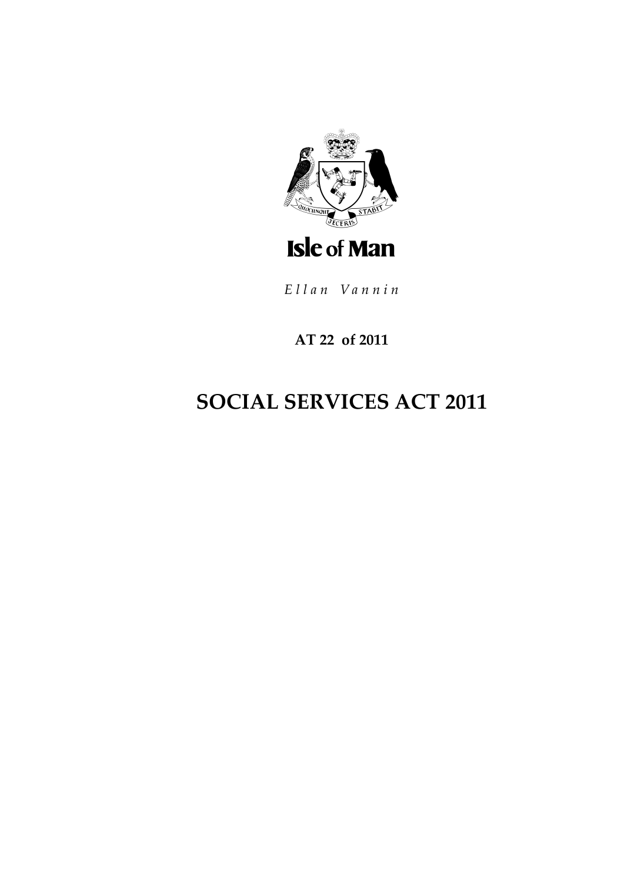Isle of Man

*Ellan Vannin*

**AT 22 of 2011**

# SOCIAL SERVICES ACT 2011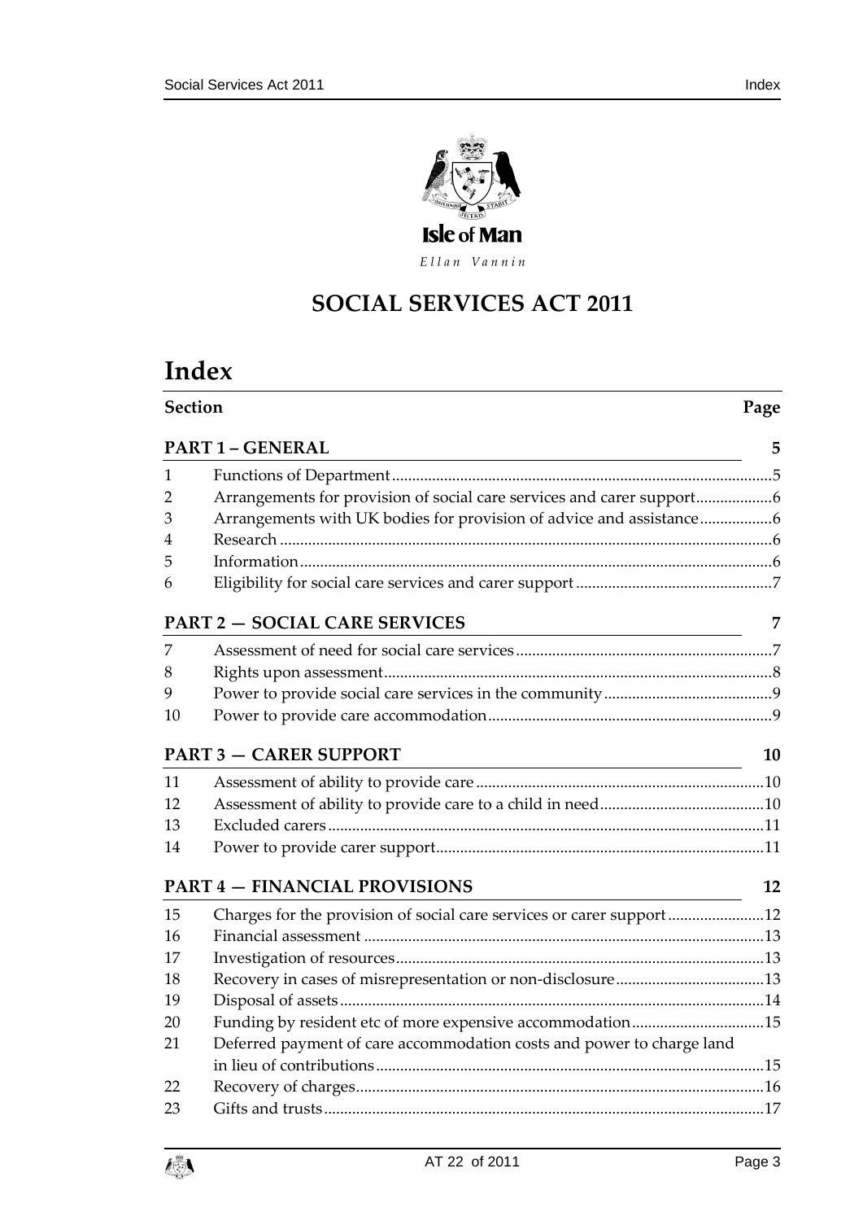Isle of Man

*Ellan Vannin*

# SOCIAL SERVICES ACT 2011

# Index

| Section | | Page |
|---|---|---|
| **PART 1 – GENERAL** | | **5** |
| 1 | Functions of Department | 5 |
| 2 | Arrangements for provision of social care services and carer support | 6 |
| 3 | Arrangements with UK bodies for provision of advice and assistance | 6 |
| 4 | Research | 6 |
| 5 | Information | 6 |
| 6 | Eligibility for social care services and carer support | 7 |
| **PART 2 — SOCIAL CARE SERVICES** | | **7** |
| 7 | Assessment of need for social care services | 7 |
| 8 | Rights upon assessment | 8 |
| 9 | Power to provide social care services in the community | 9 |
| 10 | Power to provide care accommodation | 9 |
| **PART 3 — CARER SUPPORT** | | **10** |
| 11 | Assessment of ability to provide care | 10 |
| 12 | Assessment of ability to provide care to a child in need | 10 |
| 13 | Excluded carers | 11 |
| 14 | Power to provide carer support | 11 |
| **PART 4 — FINANCIAL PROVISIONS** | | **12** |
| 15 | Charges for the provision of social care services or carer support | 12 |
| 16 | Financial assessment | 13 |
| 17 | Investigation of resources | 13 |
| 18 | Recovery in cases of misrepresentation or non-disclosure | 13 |
| 19 | Disposal of assets | 14 |
| 20 | Funding by resident etc of more expensive accommodation | 15 |
| 21 | Deferred payment of care accommodation costs and power to charge land in lieu of contributions | 15 |
| 22 | Recovery of charges | 16 |
| 23 | Gifts and trusts | 17 |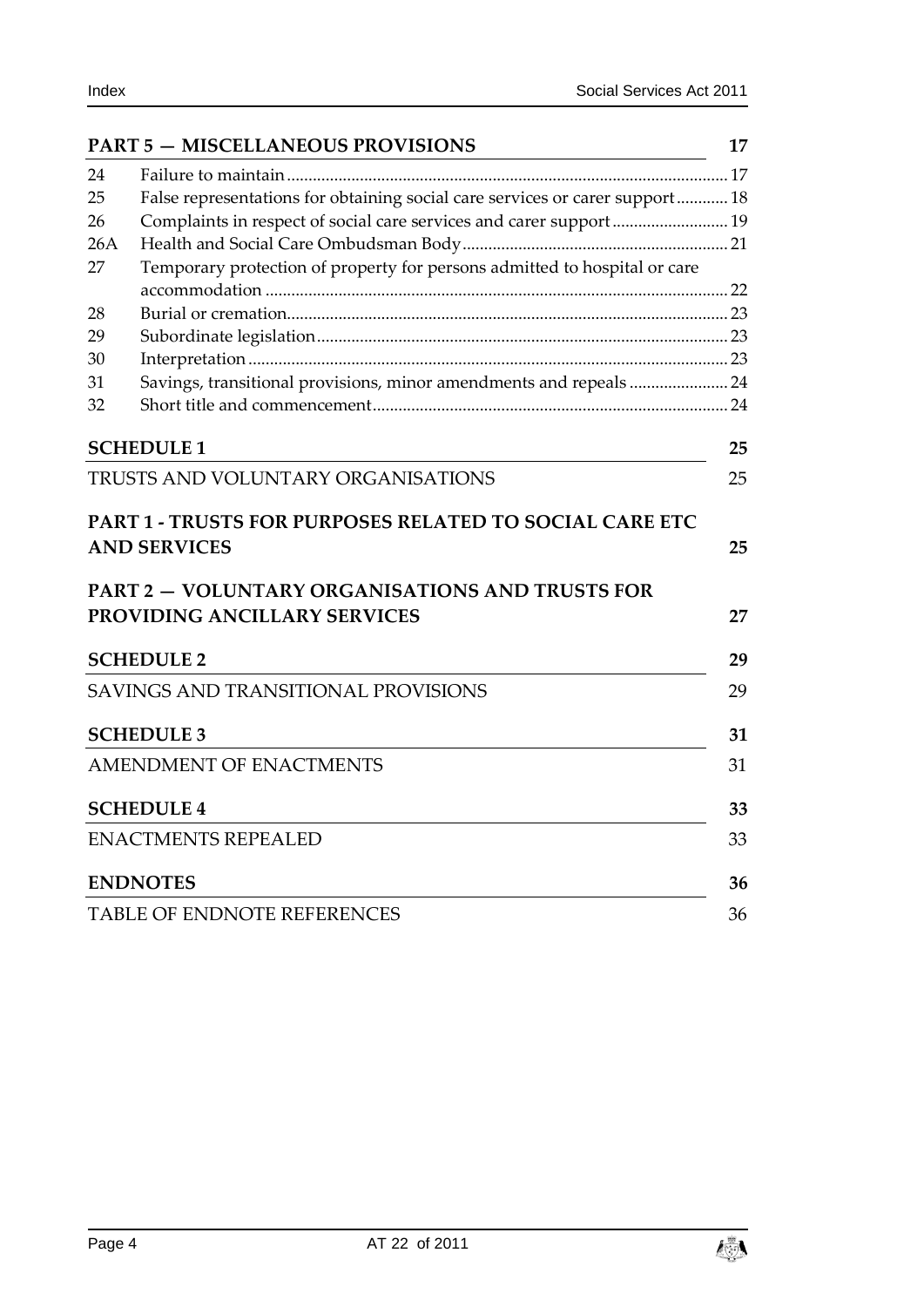**PART 5 — MISCELLANEOUS PROVISIONS** 17

| | | |
|---|---|---|
| 24 | Failure to maintain | 17 |
| 25 | False representations for obtaining social care services or carer support | 18 |
| 26 | Complaints in respect of social care services and carer support | 19 |
| 26A | Health and Social Care Ombudsman Body | 21 |
| 27 | Temporary protection of property for persons admitted to hospital or care accommodation | 22 |
| 28 | Burial or cremation | 23 |
| 29 | Subordinate legislation | 23 |
| 30 | Interpretation | 23 |
| 31 | Savings, transitional provisions, minor amendments and repeals | 24 |
| 32 | Short title and commencement | 24 |

**SCHEDULE 1** 25

TRUSTS AND VOLUNTARY ORGANISATIONS 25

**PART 1 - TRUSTS FOR PURPOSES RELATED TO SOCIAL CARE ETC AND SERVICES** 25

**PART 2 — VOLUNTARY ORGANISATIONS AND TRUSTS FOR PROVIDING ANCILLARY SERVICES** 27

**SCHEDULE 2** 29

SAVINGS AND TRANSITIONAL PROVISIONS 29

**SCHEDULE 3** 31

AMENDMENT OF ENACTMENTS 31

**SCHEDULE 4** 33

ENACTMENTS REPEALED 33

**ENDNOTES** 36

TABLE OF ENDNOTE REFERENCES 36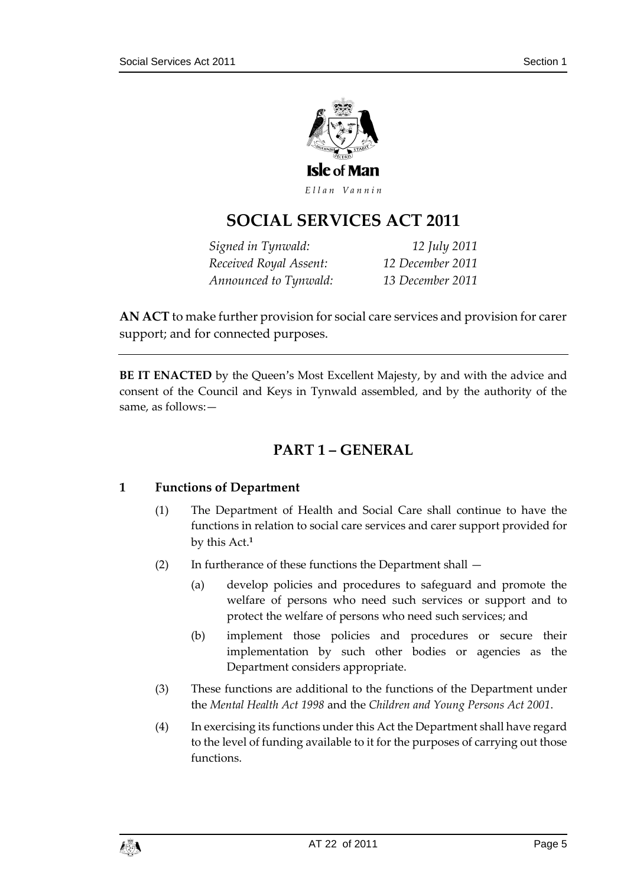Isle of Man

*Ellan Vannin*

# SOCIAL SERVICES ACT 2011

| | |
|---|---|
| *Signed in Tynwald:* | *12 July 2011* |
| *Received Royal Assent:* | *12 December 2011* |
| *Announced to Tynwald:* | *13 December 2011* |

**AN ACT** to make further provision for social care services and provision for carer support; and for connected purposes.

---

**BE IT ENACTED** by the Queen's Most Excellent Majesty, by and with the advice and consent of the Council and Keys in Tynwald assembled, and by the authority of the same, as follows:—

## PART 1 – GENERAL

### 1 Functions of Department

(1) The Department of Health and Social Care shall continue to have the functions in relation to social care services and carer support provided for by this Act.[1]

(2) In furtherance of these functions the Department shall —

(a) develop policies and procedures to safeguard and promote the welfare of persons who need such services or support and to protect the welfare of persons who need such services; and

(b) implement those policies and procedures or secure their implementation by such other bodies or agencies as the Department considers appropriate.

(3) These functions are additional to the functions of the Department under the *Mental Health Act 1998* and the *Children and Young Persons Act 2001*.

(4) In exercising its functions under this Act the Department shall have regard to the level of funding available to it for the purposes of carrying out those functions.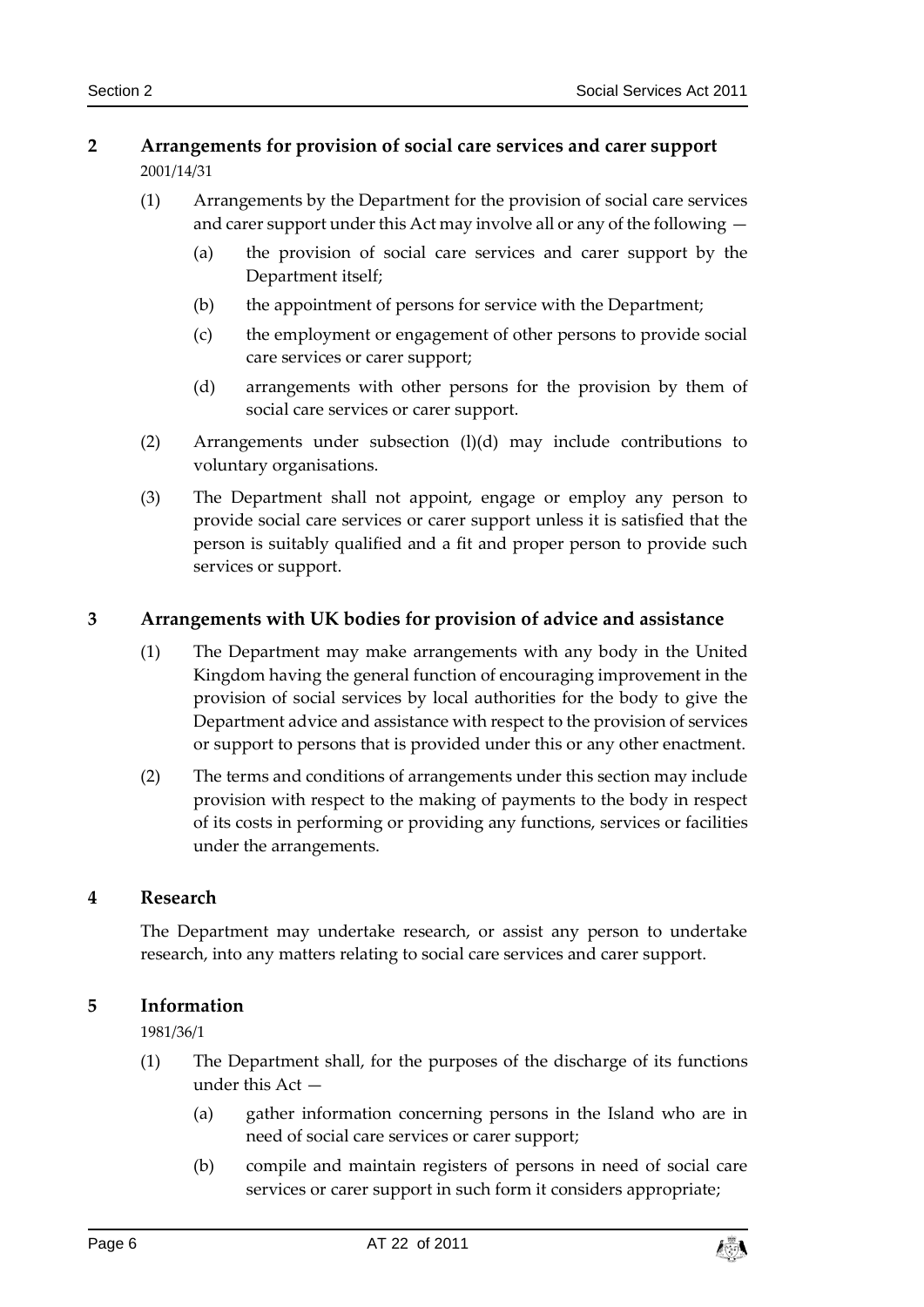## 2 Arrangements for provision of social care services and carer support

2001/14/31

(1) Arrangements by the Department for the provision of social care services and carer support under this Act may involve all or any of the following —

(a) the provision of social care services and carer support by the Department itself;

(b) the appointment of persons for service with the Department;

(c) the employment or engagement of other persons to provide social care services or carer support;

(d) arrangements with other persons for the provision by them of social care services or carer support.

(2) Arrangements under subsection (l)(d) may include contributions to voluntary organisations.

(3) The Department shall not appoint, engage or employ any person to provide social care services or carer support unless it is satisfied that the person is suitably qualified and a fit and proper person to provide such services or support.

## 3 Arrangements with UK bodies for provision of advice and assistance

(1) The Department may make arrangements with any body in the United Kingdom having the general function of encouraging improvement in the provision of social services by local authorities for the body to give the Department advice and assistance with respect to the provision of services or support to persons that is provided under this or any other enactment.

(2) The terms and conditions of arrangements under this section may include provision with respect to the making of payments to the body in respect of its costs in performing or providing any functions, services or facilities under the arrangements.

## 4 Research

The Department may undertake research, or assist any person to undertake research, into any matters relating to social care services and carer support.

## 5 Information

1981/36/1

(1) The Department shall, for the purposes of the discharge of its functions under this Act —

(a) gather information concerning persons in the Island who are in need of social care services or carer support;

(b) compile and maintain registers of persons in need of social care services or carer support in such form it considers appropriate;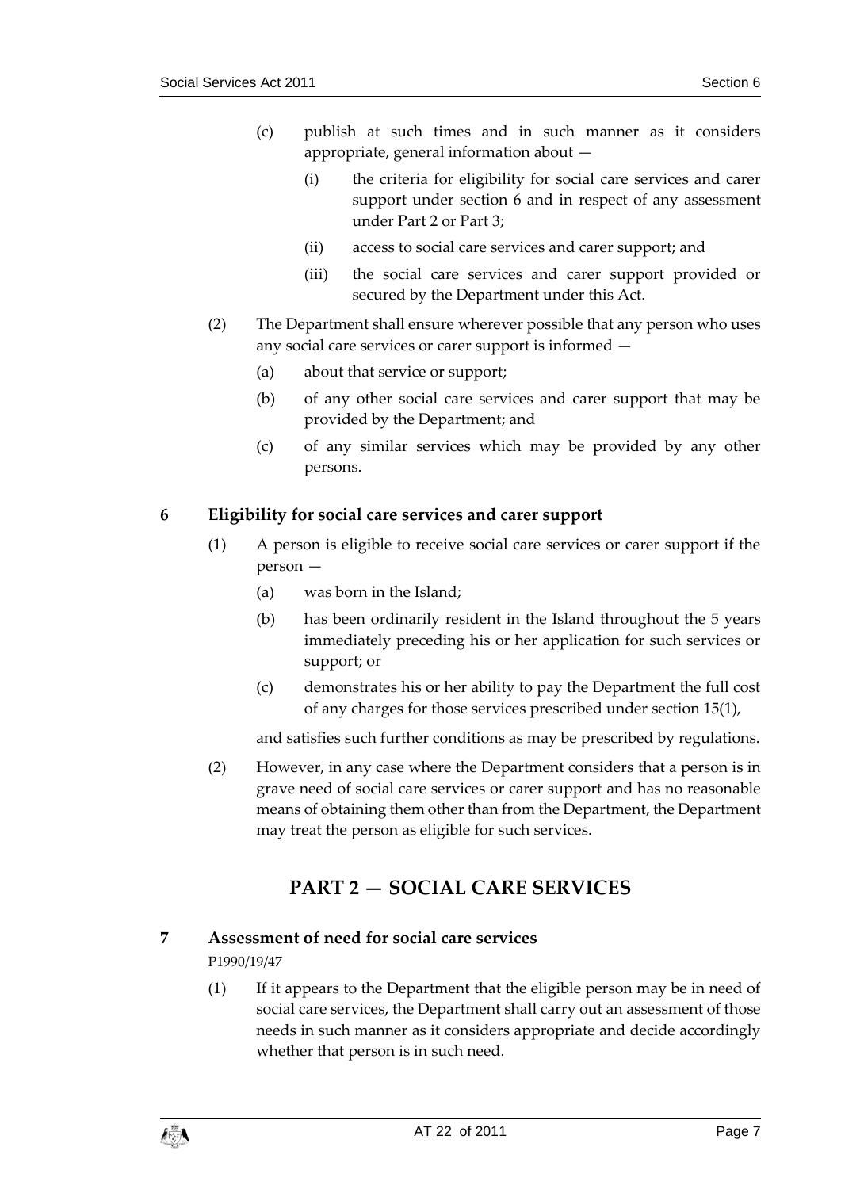(c) publish at such times and in such manner as it considers appropriate, general information about —

  (i) the criteria for eligibility for social care services and carer support under section 6 and in respect of any assessment under Part 2 or Part 3;

  (ii) access to social care services and carer support; and

  (iii) the social care services and carer support provided or secured by the Department under this Act.

(2) The Department shall ensure wherever possible that any person who uses any social care services or carer support is informed —

  (a) about that service or support;

  (b) of any other social care services and carer support that may be provided by the Department; and

  (c) of any similar services which may be provided by any other persons.

### 6 Eligibility for social care services and carer support

(1) A person is eligible to receive social care services or carer support if the person —

  (a) was born in the Island;

  (b) has been ordinarily resident in the Island throughout the 5 years immediately preceding his or her application for such services or support; or

  (c) demonstrates his or her ability to pay the Department the full cost of any charges for those services prescribed under section 15(1),

and satisfies such further conditions as may be prescribed by regulations.

(2) However, in any case where the Department considers that a person is in grave need of social care services or carer support and has no reasonable means of obtaining them other than from the Department, the Department may treat the person as eligible for such services.

## PART 2 — SOCIAL CARE SERVICES

### 7 Assessment of need for social care services

P1990/19/47

(1) If it appears to the Department that the eligible person may be in need of social care services, the Department shall carry out an assessment of those needs in such manner as it considers appropriate and decide accordingly whether that person is in such need.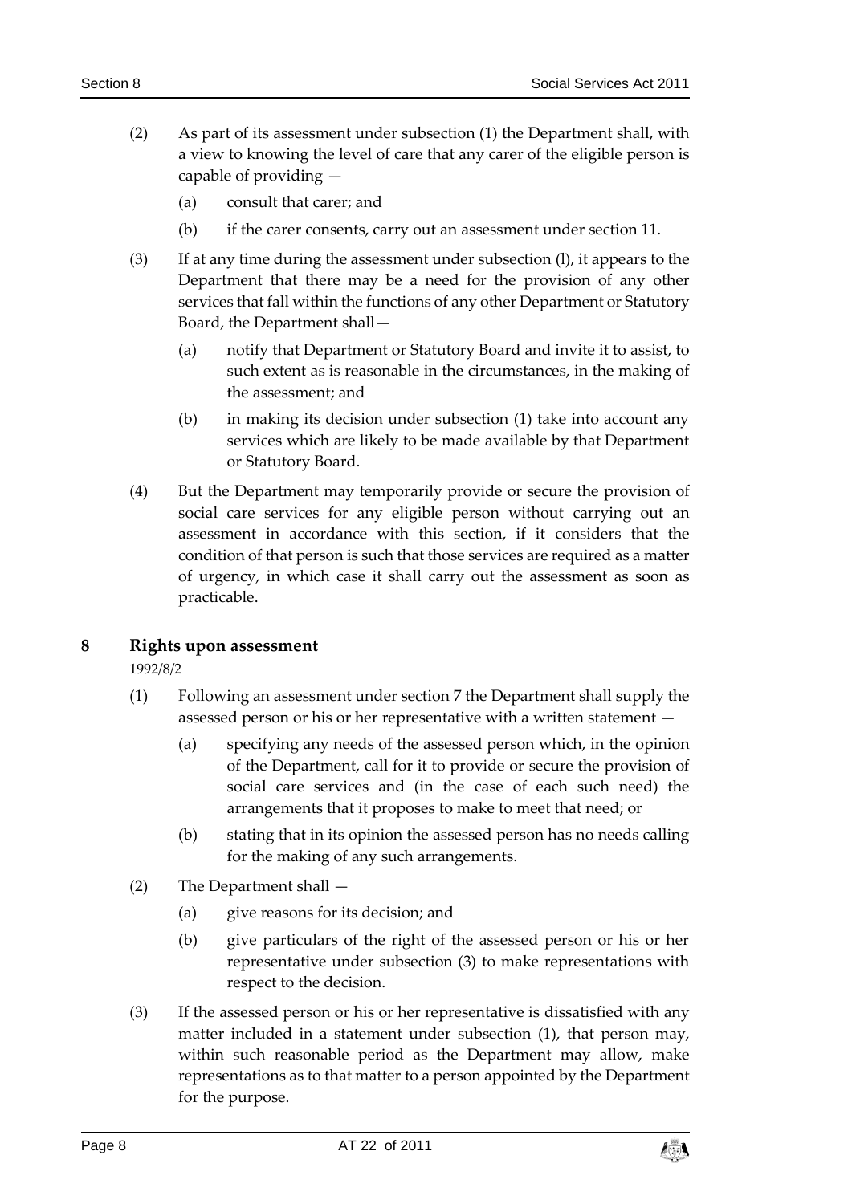(2) As part of its assessment under subsection (1) the Department shall, with a view to knowing the level of care that any carer of the eligible person is capable of providing —

(a) consult that carer; and

(b) if the carer consents, carry out an assessment under section 11.

(3) If at any time during the assessment under subsection (l), it appears to the Department that there may be a need for the provision of any other services that fall within the functions of any other Department or Statutory Board, the Department shall—

(a) notify that Department or Statutory Board and invite it to assist, to such extent as is reasonable in the circumstances, in the making of the assessment; and

(b) in making its decision under subsection (1) take into account any services which are likely to be made available by that Department or Statutory Board.

(4) But the Department may temporarily provide or secure the provision of social care services for any eligible person without carrying out an assessment in accordance with this section, if it considers that the condition of that person is such that those services are required as a matter of urgency, in which case it shall carry out the assessment as soon as practicable.

## 8 Rights upon assessment

1992/8/2

(1) Following an assessment under section 7 the Department shall supply the assessed person or his or her representative with a written statement —

(a) specifying any needs of the assessed person which, in the opinion of the Department, call for it to provide or secure the provision of social care services and (in the case of each such need) the arrangements that it proposes to make to meet that need; or

(b) stating that in its opinion the assessed person has no needs calling for the making of any such arrangements.

(2) The Department shall —

(a) give reasons for its decision; and

(b) give particulars of the right of the assessed person or his or her representative under subsection (3) to make representations with respect to the decision.

(3) If the assessed person or his or her representative is dissatisfied with any matter included in a statement under subsection (1), that person may, within such reasonable period as the Department may allow, make representations as to that matter to a person appointed by the Department for the purpose.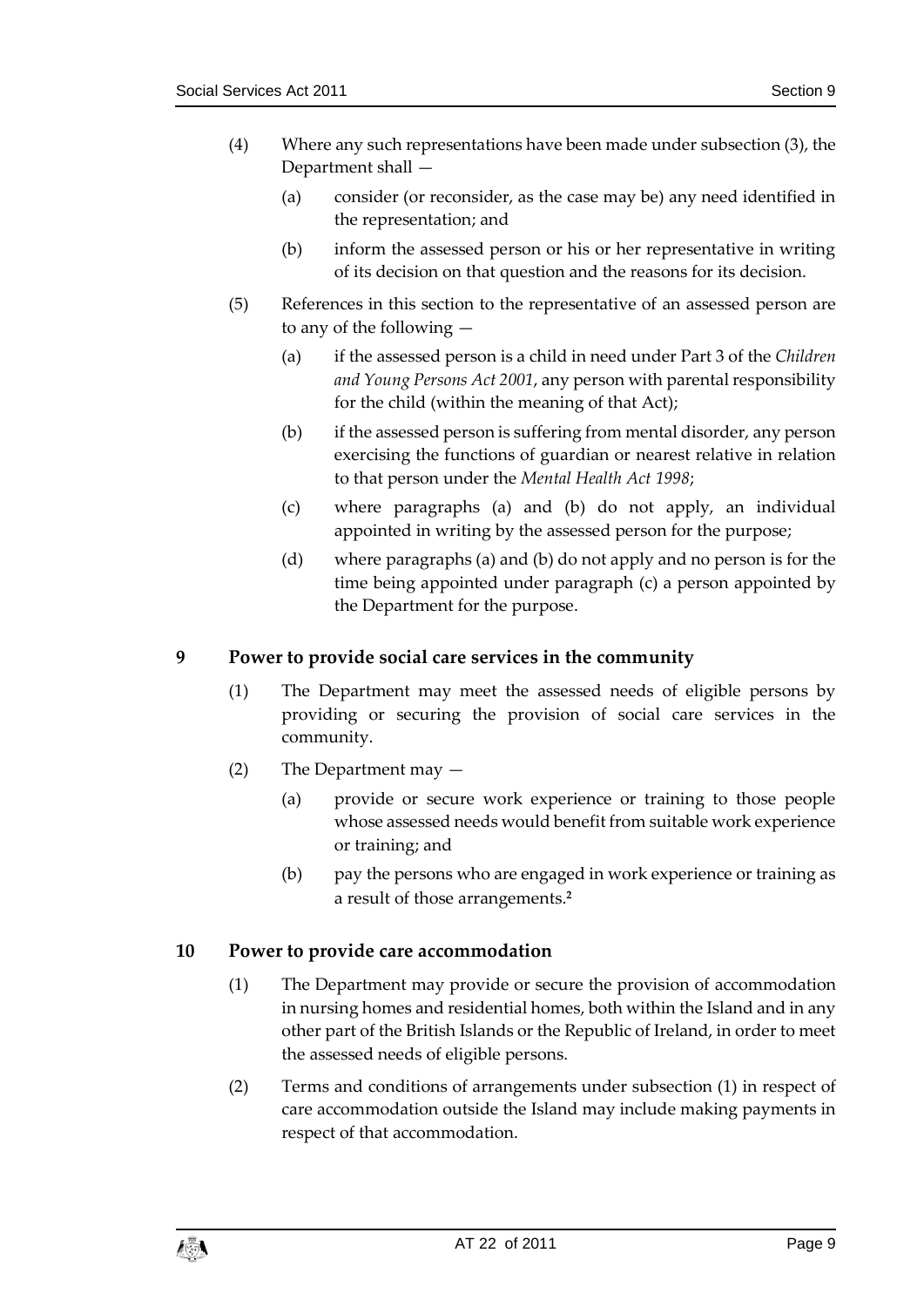(4) Where any such representations have been made under subsection (3), the Department shall —

(a) consider (or reconsider, as the case may be) any need identified in the representation; and

(b) inform the assessed person or his or her representative in writing of its decision on that question and the reasons for its decision.

(5) References in this section to the representative of an assessed person are to any of the following —

(a) if the assessed person is a child in need under Part 3 of the *Children and Young Persons Act 2001*, any person with parental responsibility for the child (within the meaning of that Act);

(b) if the assessed person is suffering from mental disorder, any person exercising the functions of guardian or nearest relative in relation to that person under the *Mental Health Act 1998*;

(c) where paragraphs (a) and (b) do not apply, an individual appointed in writing by the assessed person for the purpose;

(d) where paragraphs (a) and (b) do not apply and no person is for the time being appointed under paragraph (c) a person appointed by the Department for the purpose.

## 9 Power to provide social care services in the community

(1) The Department may meet the assessed needs of eligible persons by providing or securing the provision of social care services in the community.

(2) The Department may —

(a) provide or secure work experience or training to those people whose assessed needs would benefit from suitable work experience or training; and

(b) pay the persons who are engaged in work experience or training as a result of those arrangements.[2]

## 10 Power to provide care accommodation

(1) The Department may provide or secure the provision of accommodation in nursing homes and residential homes, both within the Island and in any other part of the British Islands or the Republic of Ireland, in order to meet the assessed needs of eligible persons.

(2) Terms and conditions of arrangements under subsection (1) in respect of care accommodation outside the Island may include making payments in respect of that accommodation.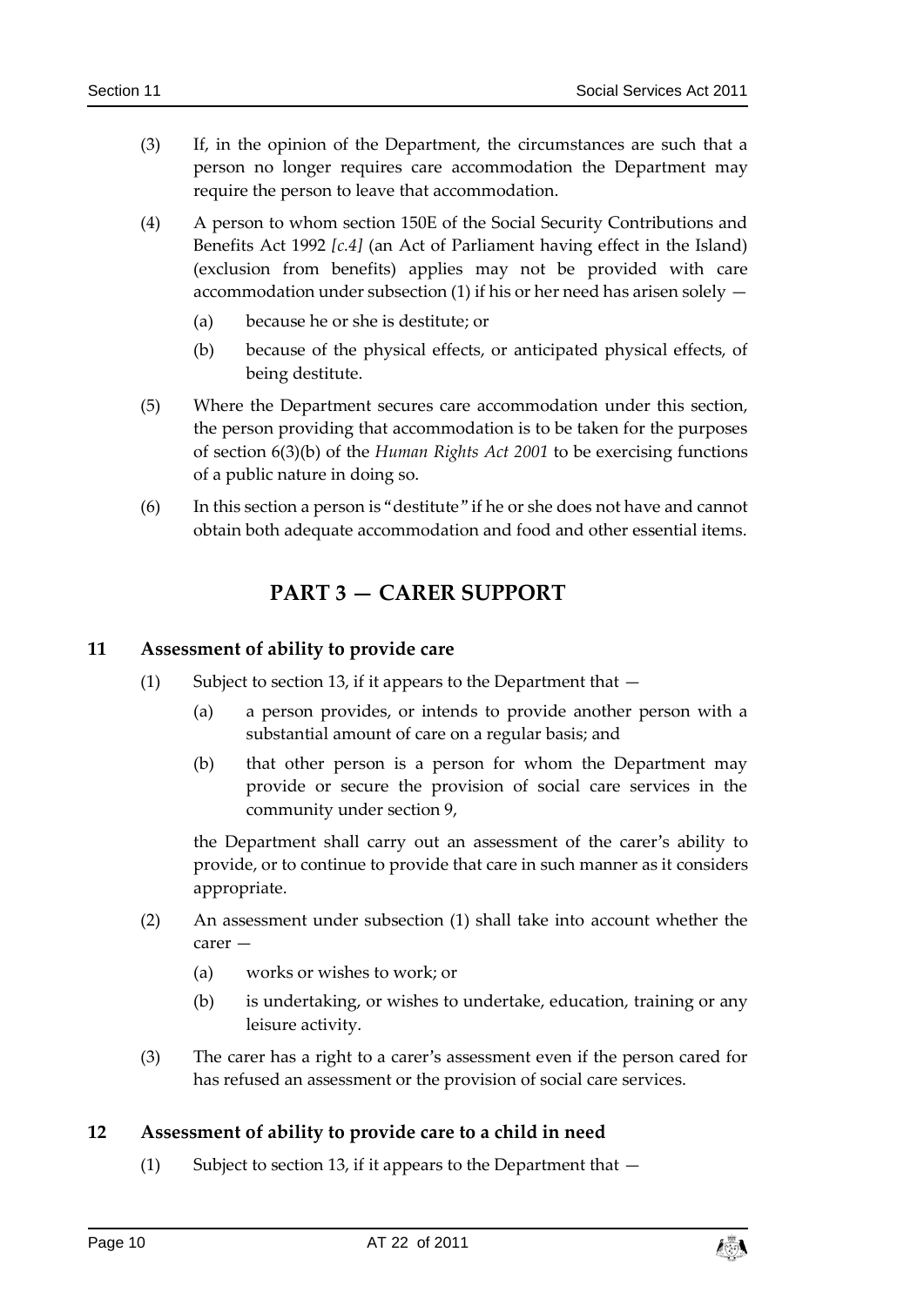(3) If, in the opinion of the Department, the circumstances are such that a person no longer requires care accommodation the Department may require the person to leave that accommodation.

(4) A person to whom section 150E of the Social Security Contributions and Benefits Act 1992 *[c.4]* (an Act of Parliament having effect in the Island) (exclusion from benefits) applies may not be provided with care accommodation under subsection (1) if his or her need has arisen solely —

(a) because he or she is destitute; or

(b) because of the physical effects, or anticipated physical effects, of being destitute.

(5) Where the Department secures care accommodation under this section, the person providing that accommodation is to be taken for the purposes of section 6(3)(b) of the *Human Rights Act 2001* to be exercising functions of a public nature in doing so.

(6) In this section a person is "destitute" if he or she does not have and cannot obtain both adequate accommodation and food and other essential items.

# PART 3 — CARER SUPPORT

## 11 Assessment of ability to provide care

(1) Subject to section 13, if it appears to the Department that —

(a) a person provides, or intends to provide another person with a substantial amount of care on a regular basis; and

(b) that other person is a person for whom the Department may provide or secure the provision of social care services in the community under section 9,

the Department shall carry out an assessment of the carer's ability to provide, or to continue to provide that care in such manner as it considers appropriate.

(2) An assessment under subsection (1) shall take into account whether the carer —

(a) works or wishes to work; or

(b) is undertaking, or wishes to undertake, education, training or any leisure activity.

(3) The carer has a right to a carer's assessment even if the person cared for has refused an assessment or the provision of social care services.

## 12 Assessment of ability to provide care to a child in need

(1) Subject to section 13, if it appears to the Department that —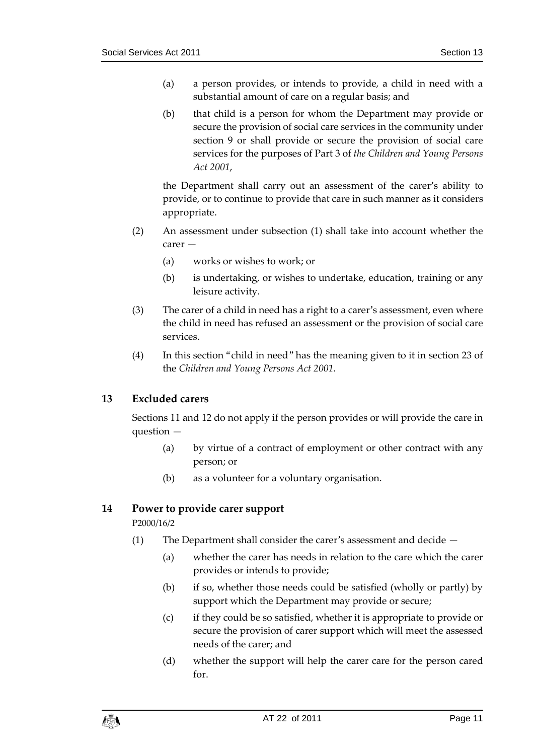(a) a person provides, or intends to provide, a child in need with a substantial amount of care on a regular basis; and

(b) that child is a person for whom the Department may provide or secure the provision of social care services in the community under section 9 or shall provide or secure the provision of social care services for the purposes of Part 3 of *the Children and Young Persons Act 2001*,

the Department shall carry out an assessment of the carer's ability to provide, or to continue to provide that care in such manner as it considers appropriate.

(2) An assessment under subsection (1) shall take into account whether the carer —

(a) works or wishes to work; or

(b) is undertaking, or wishes to undertake, education, training or any leisure activity.

(3) The carer of a child in need has a right to a carer's assessment, even where the child in need has refused an assessment or the provision of social care services.

(4) In this section "child in need" has the meaning given to it in section 23 of the *Children and Young Persons Act 2001*.

## 13 Excluded carers

Sections 11 and 12 do not apply if the person provides or will provide the care in question —

(a) by virtue of a contract of employment or other contract with any person; or

(b) as a volunteer for a voluntary organisation.

## 14 Power to provide carer support

P2000/16/2

(1) The Department shall consider the carer's assessment and decide —

(a) whether the carer has needs in relation to the care which the carer provides or intends to provide;

(b) if so, whether those needs could be satisfied (wholly or partly) by support which the Department may provide or secure;

(c) if they could be so satisfied, whether it is appropriate to provide or secure the provision of carer support which will meet the assessed needs of the carer; and

(d) whether the support will help the carer care for the person cared for.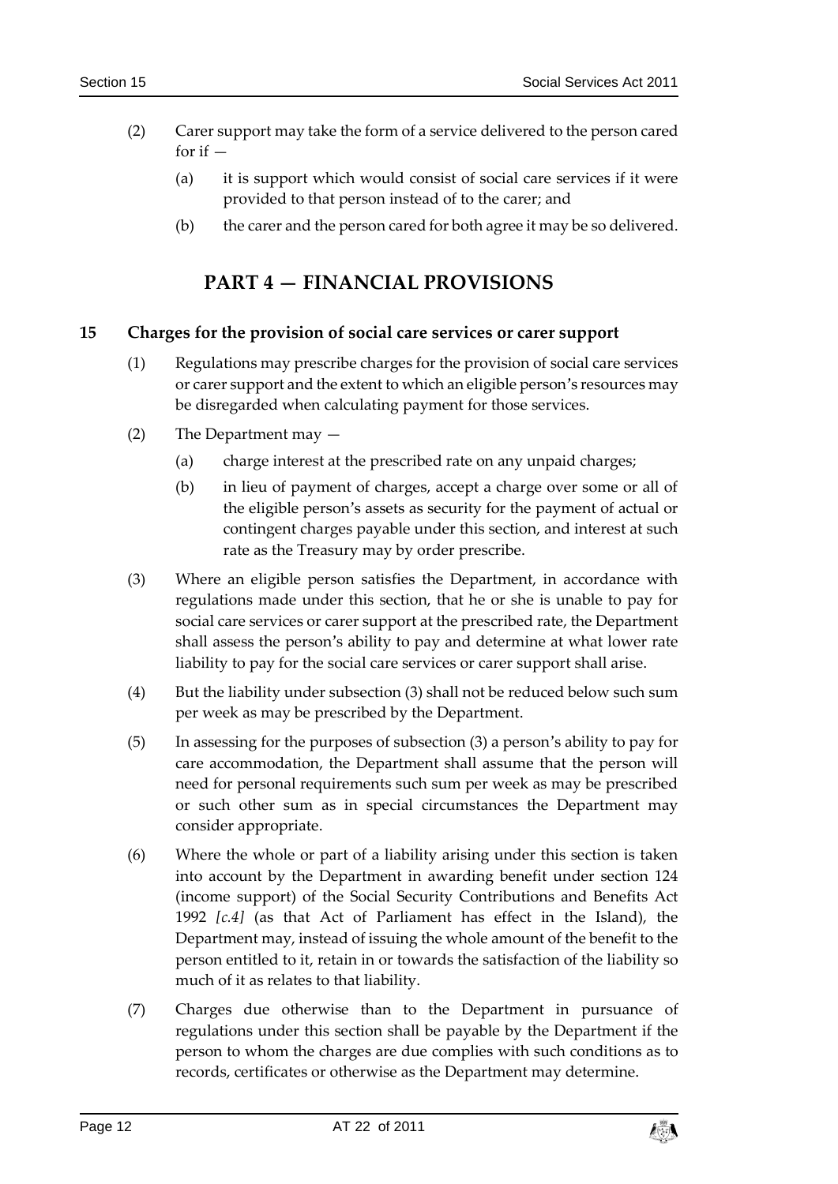(2) Carer support may take the form of a service delivered to the person cared for if —

(a) it is support which would consist of social care services if it were provided to that person instead of to the carer; and

(b) the carer and the person cared for both agree it may be so delivered.

## PART 4 — FINANCIAL PROVISIONS

### 15 Charges for the provision of social care services or carer support

(1) Regulations may prescribe charges for the provision of social care services or carer support and the extent to which an eligible person's resources may be disregarded when calculating payment for those services.

(2) The Department may —

(a) charge interest at the prescribed rate on any unpaid charges;

(b) in lieu of payment of charges, accept a charge over some or all of the eligible person's assets as security for the payment of actual or contingent charges payable under this section, and interest at such rate as the Treasury may by order prescribe.

(3) Where an eligible person satisfies the Department, in accordance with regulations made under this section, that he or she is unable to pay for social care services or carer support at the prescribed rate, the Department shall assess the person's ability to pay and determine at what lower rate liability to pay for the social care services or carer support shall arise.

(4) But the liability under subsection (3) shall not be reduced below such sum per week as may be prescribed by the Department.

(5) In assessing for the purposes of subsection (3) a person's ability to pay for care accommodation, the Department shall assume that the person will need for personal requirements such sum per week as may be prescribed or such other sum as in special circumstances the Department may consider appropriate.

(6) Where the whole or part of a liability arising under this section is taken into account by the Department in awarding benefit under section 124 (income support) of the Social Security Contributions and Benefits Act 1992 *[c.4]* (as that Act of Parliament has effect in the Island), the Department may, instead of issuing the whole amount of the benefit to the person entitled to it, retain in or towards the satisfaction of the liability so much of it as relates to that liability.

(7) Charges due otherwise than to the Department in pursuance of regulations under this section shall be payable by the Department if the person to whom the charges are due complies with such conditions as to records, certificates or otherwise as the Department may determine.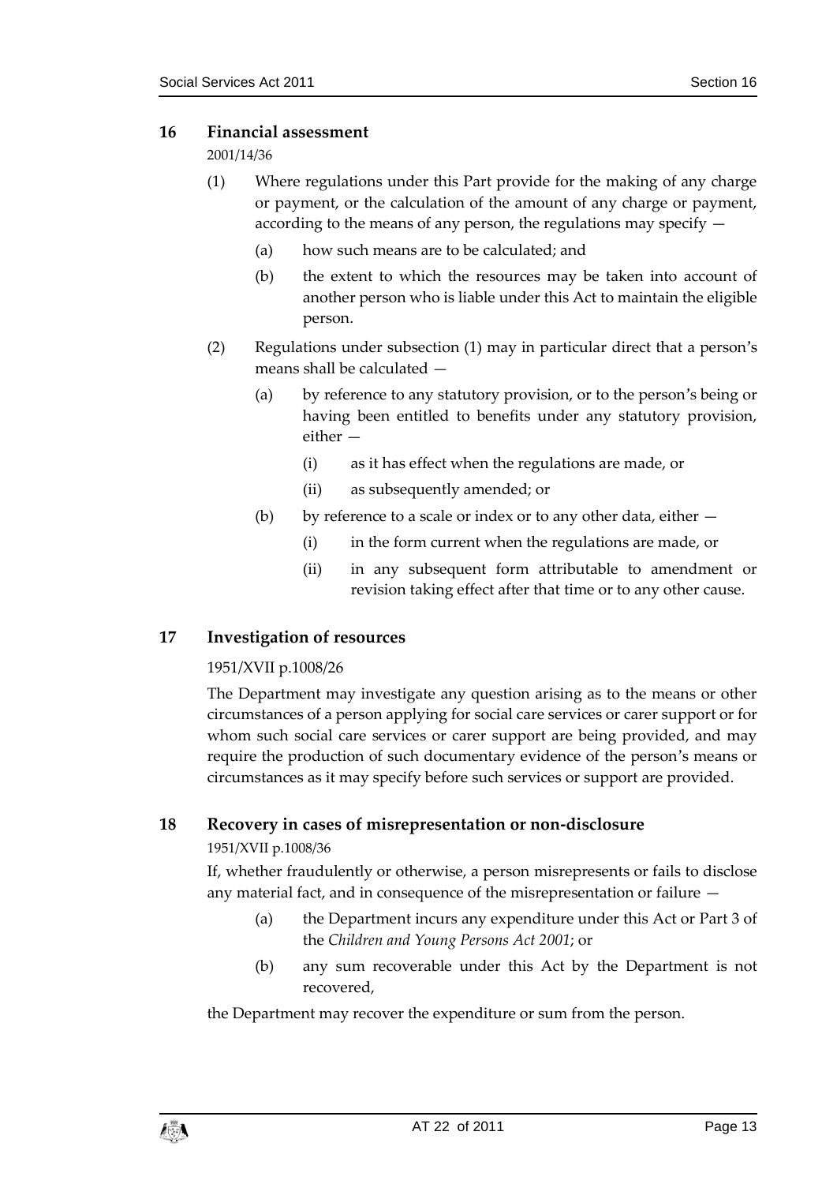## 16 Financial assessment

2001/14/36

(1) Where regulations under this Part provide for the making of any charge or payment, or the calculation of the amount of any charge or payment, according to the means of any person, the regulations may specify —

(a) how such means are to be calculated; and

(b) the extent to which the resources may be taken into account of another person who is liable under this Act to maintain the eligible person.

(2) Regulations under subsection (1) may in particular direct that a person's means shall be calculated —

(a) by reference to any statutory provision, or to the person's being or having been entitled to benefits under any statutory provision, either —

(i) as it has effect when the regulations are made, or

(ii) as subsequently amended; or

(b) by reference to a scale or index or to any other data, either —

(i) in the form current when the regulations are made, or

(ii) in any subsequent form attributable to amendment or revision taking effect after that time or to any other cause.

## 17 Investigation of resources

1951/XVII p.1008/26

The Department may investigate any question arising as to the means or other circumstances of a person applying for social care services or carer support or for whom such social care services or carer support are being provided, and may require the production of such documentary evidence of the person's means or circumstances as it may specify before such services or support are provided.

## 18 Recovery in cases of misrepresentation or non-disclosure

1951/XVII p.1008/36

If, whether fraudulently or otherwise, a person misrepresents or fails to disclose any material fact, and in consequence of the misrepresentation or failure —

(a) the Department incurs any expenditure under this Act or Part 3 of the *Children and Young Persons Act 2001*; or

(b) any sum recoverable under this Act by the Department is not recovered,

the Department may recover the expenditure or sum from the person.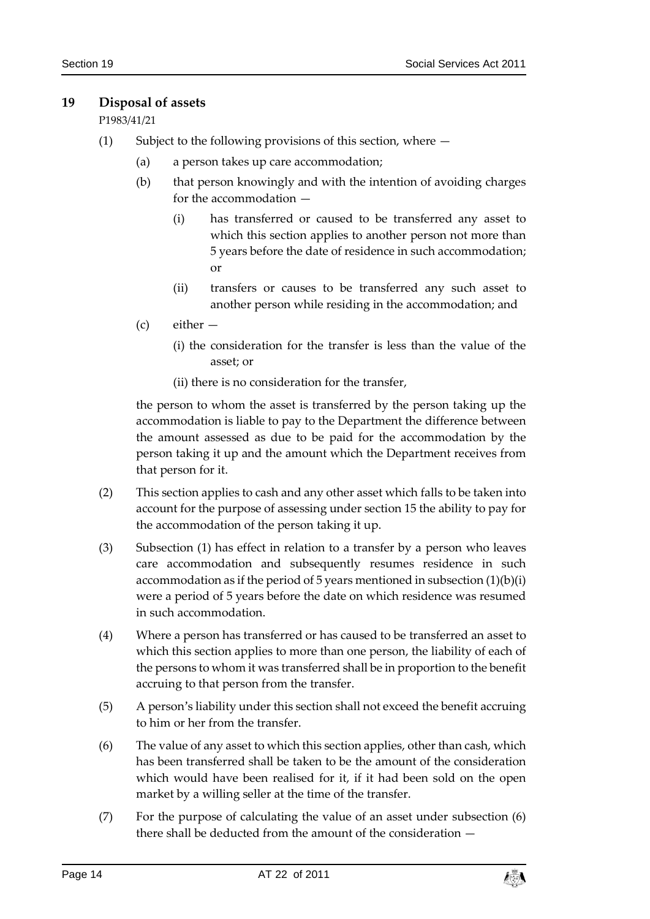## 19 Disposal of assets

P1983/41/21

(1) Subject to the following provisions of this section, where —

(a) a person takes up care accommodation;

(b) that person knowingly and with the intention of avoiding charges for the accommodation —

(i) has transferred or caused to be transferred any asset to which this section applies to another person not more than 5 years before the date of residence in such accommodation; or

(ii) transfers or causes to be transferred any such asset to another person while residing in the accommodation; and

(c) either —

(i) the consideration for the transfer is less than the value of the asset; or

(ii) there is no consideration for the transfer,

the person to whom the asset is transferred by the person taking up the accommodation is liable to pay to the Department the difference between the amount assessed as due to be paid for the accommodation by the person taking it up and the amount which the Department receives from that person for it.

(2) This section applies to cash and any other asset which falls to be taken into account for the purpose of assessing under section 15 the ability to pay for the accommodation of the person taking it up.

(3) Subsection (1) has effect in relation to a transfer by a person who leaves care accommodation and subsequently resumes residence in such accommodation as if the period of 5 years mentioned in subsection (1)(b)(i) were a period of 5 years before the date on which residence was resumed in such accommodation.

(4) Where a person has transferred or has caused to be transferred an asset to which this section applies to more than one person, the liability of each of the persons to whom it was transferred shall be in proportion to the benefit accruing to that person from the transfer.

(5) A person's liability under this section shall not exceed the benefit accruing to him or her from the transfer.

(6) The value of any asset to which this section applies, other than cash, which has been transferred shall be taken to be the amount of the consideration which would have been realised for it, if it had been sold on the open market by a willing seller at the time of the transfer.

(7) For the purpose of calculating the value of an asset under subsection (6) there shall be deducted from the amount of the consideration —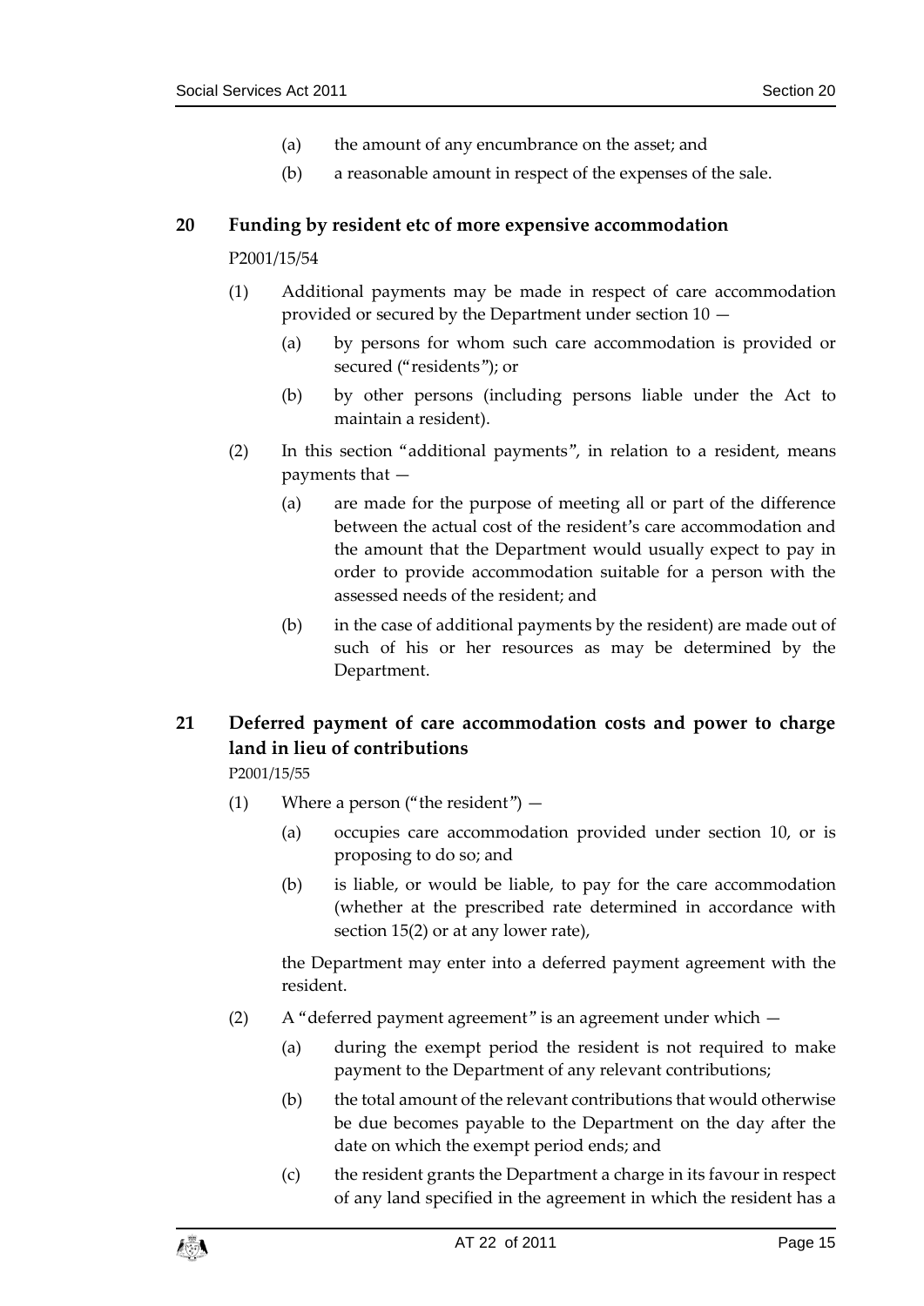(a) the amount of any encumbrance on the asset; and

(b) a reasonable amount in respect of the expenses of the sale.

## 20 Funding by resident etc of more expensive accommodation

P2001/15/54

(1) Additional payments may be made in respect of care accommodation provided or secured by the Department under section 10 —

(a) by persons for whom such care accommodation is provided or secured ("residents"); or

(b) by other persons (including persons liable under the Act to maintain a resident).

(2) In this section "additional payments", in relation to a resident, means payments that —

(a) are made for the purpose of meeting all or part of the difference between the actual cost of the resident's care accommodation and the amount that the Department would usually expect to pay in order to provide accommodation suitable for a person with the assessed needs of the resident; and

(b) in the case of additional payments by the resident) are made out of such of his or her resources as may be determined by the Department.

## 21 Deferred payment of care accommodation costs and power to charge land in lieu of contributions

P2001/15/55

(1) Where a person ("the resident") —

(a) occupies care accommodation provided under section 10, or is proposing to do so; and

(b) is liable, or would be liable, to pay for the care accommodation (whether at the prescribed rate determined in accordance with section 15(2) or at any lower rate),

the Department may enter into a deferred payment agreement with the resident.

(2) A "deferred payment agreement" is an agreement under which —

(a) during the exempt period the resident is not required to make payment to the Department of any relevant contributions;

(b) the total amount of the relevant contributions that would otherwise be due becomes payable to the Department on the day after the date on which the exempt period ends; and

(c) the resident grants the Department a charge in its favour in respect of any land specified in the agreement in which the resident has a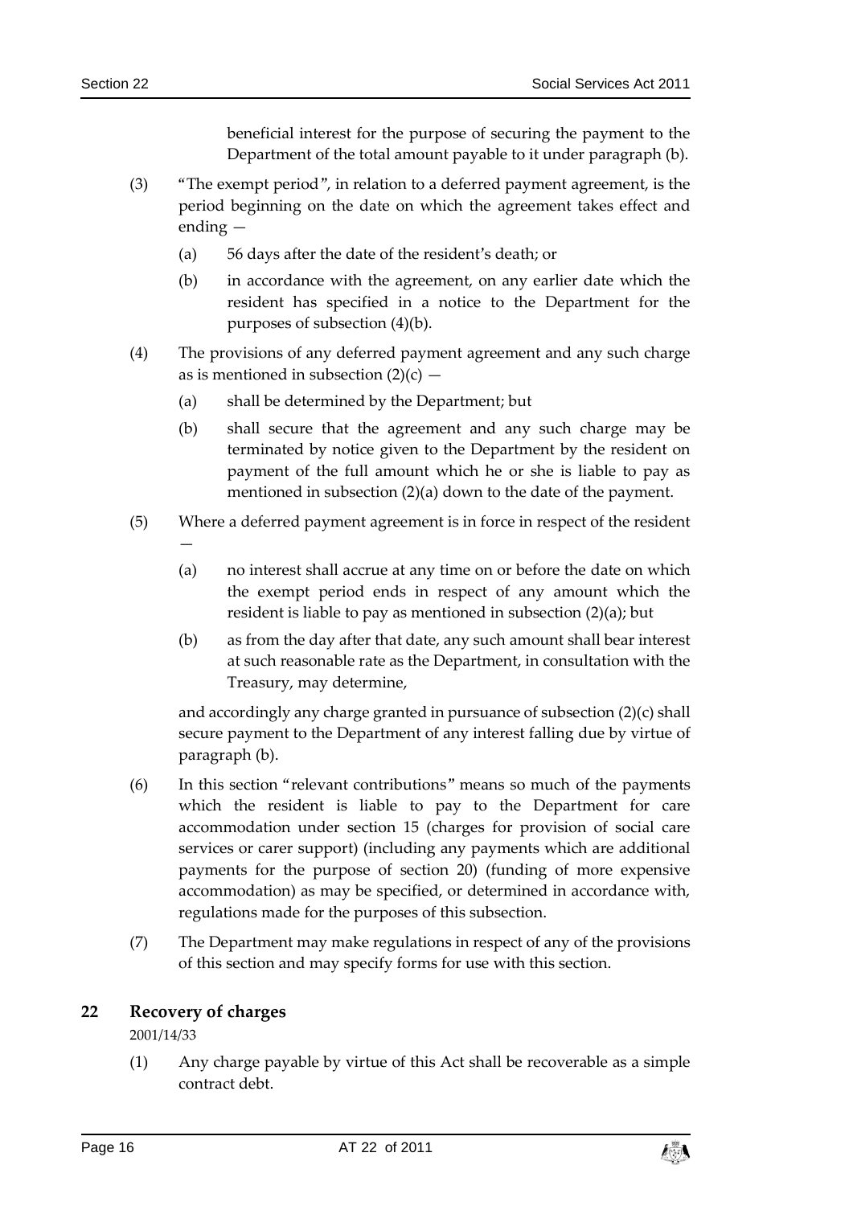beneficial interest for the purpose of securing the payment to the Department of the total amount payable to it under paragraph (b).

(3) "The exempt period", in relation to a deferred payment agreement, is the period beginning on the date on which the agreement takes effect and ending —

(a) 56 days after the date of the resident's death; or

(b) in accordance with the agreement, on any earlier date which the resident has specified in a notice to the Department for the purposes of subsection (4)(b).

(4) The provisions of any deferred payment agreement and any such charge as is mentioned in subsection (2)(c) —

(a) shall be determined by the Department; but

(b) shall secure that the agreement and any such charge may be terminated by notice given to the Department by the resident on payment of the full amount which he or she is liable to pay as mentioned in subsection (2)(a) down to the date of the payment.

(5) Where a deferred payment agreement is in force in respect of the resident —

(a) no interest shall accrue at any time on or before the date on which the exempt period ends in respect of any amount which the resident is liable to pay as mentioned in subsection (2)(a); but

(b) as from the day after that date, any such amount shall bear interest at such reasonable rate as the Department, in consultation with the Treasury, may determine,

and accordingly any charge granted in pursuance of subsection (2)(c) shall secure payment to the Department of any interest falling due by virtue of paragraph (b).

(6) In this section "relevant contributions" means so much of the payments which the resident is liable to pay to the Department for care accommodation under section 15 (charges for provision of social care services or carer support) (including any payments which are additional payments for the purpose of section 20) (funding of more expensive accommodation) as may be specified, or determined in accordance with, regulations made for the purposes of this subsection.

(7) The Department may make regulations in respect of any of the provisions of this section and may specify forms for use with this section.

## 22 Recovery of charges

2001/14/33

(1) Any charge payable by virtue of this Act shall be recoverable as a simple contract debt.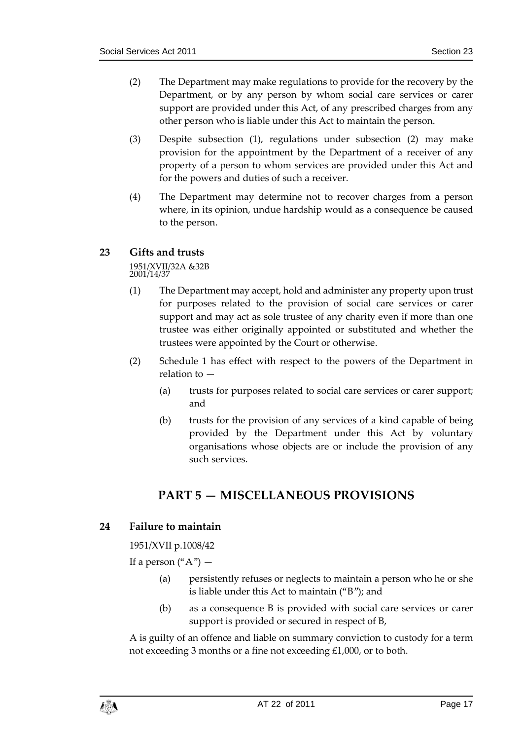(2) The Department may make regulations to provide for the recovery by the Department, or by any person by whom social care services or carer support are provided under this Act, of any prescribed charges from any other person who is liable under this Act to maintain the person.

(3) Despite subsection (1), regulations under subsection (2) may make provision for the appointment by the Department of a receiver of any property of a person to whom services are provided under this Act and for the powers and duties of such a receiver.

(4) The Department may determine not to recover charges from a person where, in its opinion, undue hardship would as a consequence be caused to the person.

### 23 Gifts and trusts

1951/XVII/32A &32B
2001/14/37

(1) The Department may accept, hold and administer any property upon trust for purposes related to the provision of social care services or carer support and may act as sole trustee of any charity even if more than one trustee was either originally appointed or substituted and whether the trustees were appointed by the Court or otherwise.

(2) Schedule 1 has effect with respect to the powers of the Department in relation to —

(a) trusts for purposes related to social care services or carer support; and

(b) trusts for the provision of any services of a kind capable of being provided by the Department under this Act by voluntary organisations whose objects are or include the provision of any such services.

## PART 5 — MISCELLANEOUS PROVISIONS

### 24 Failure to maintain

1951/XVII p.1008/42

If a person ("A") —

(a) persistently refuses or neglects to maintain a person who he or she is liable under this Act to maintain ("B"); and

(b) as a consequence B is provided with social care services or carer support is provided or secured in respect of B,

A is guilty of an offence and liable on summary conviction to custody for a term not exceeding 3 months or a fine not exceeding £1,000, or to both.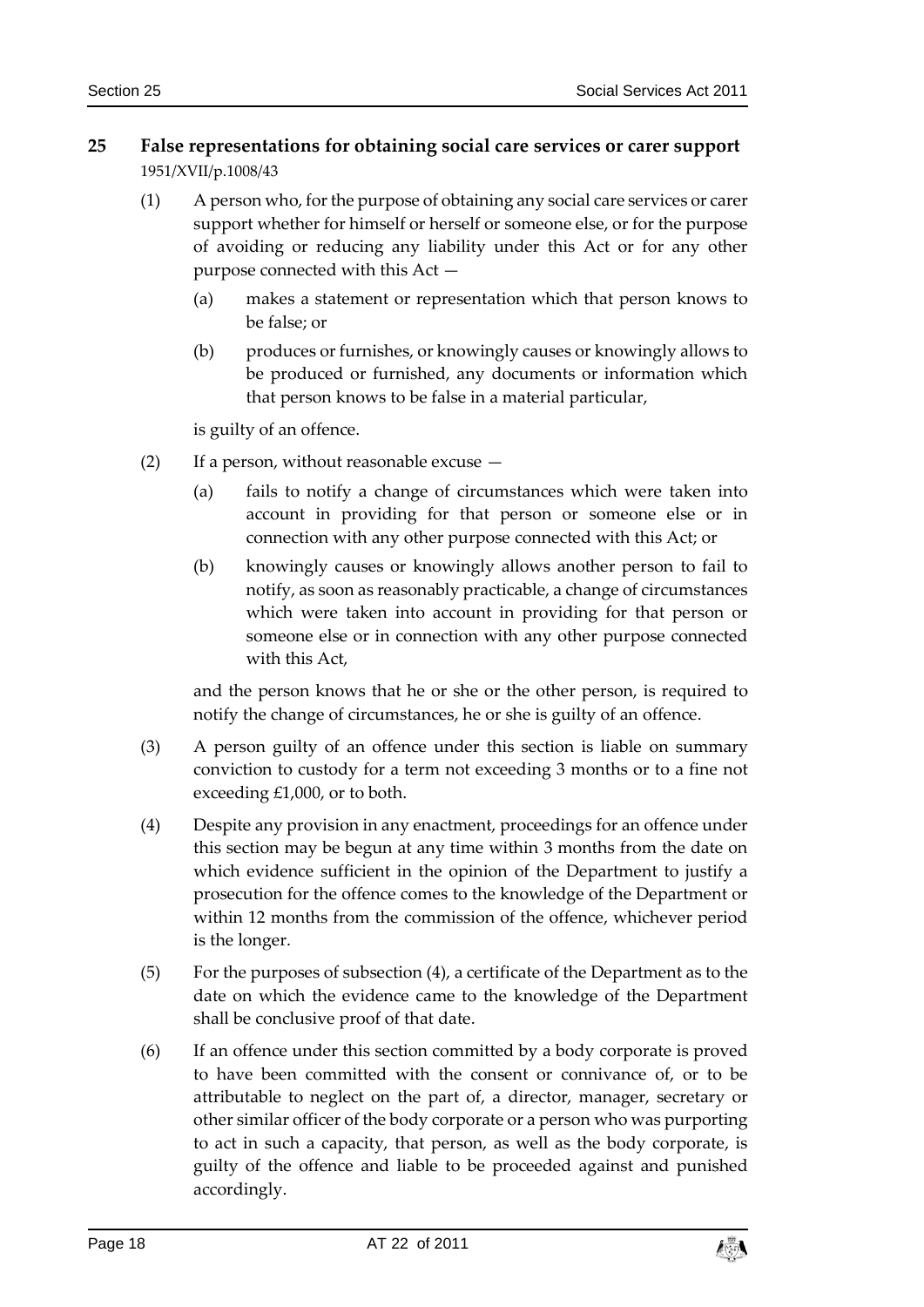## 25 False representations for obtaining social care services or carer support

1951/XVII/p.1008/43

(1) A person who, for the purpose of obtaining any social care services or carer support whether for himself or herself or someone else, or for the purpose of avoiding or reducing any liability under this Act or for any other purpose connected with this Act —

(a) makes a statement or representation which that person knows to be false; or

(b) produces or furnishes, or knowingly causes or knowingly allows to be produced or furnished, any documents or information which that person knows to be false in a material particular,

is guilty of an offence.

(2) If a person, without reasonable excuse —

(a) fails to notify a change of circumstances which were taken into account in providing for that person or someone else or in connection with any other purpose connected with this Act; or

(b) knowingly causes or knowingly allows another person to fail to notify, as soon as reasonably practicable, a change of circumstances which were taken into account in providing for that person or someone else or in connection with any other purpose connected with this Act,

and the person knows that he or she or the other person, is required to notify the change of circumstances, he or she is guilty of an offence.

(3) A person guilty of an offence under this section is liable on summary conviction to custody for a term not exceeding 3 months or to a fine not exceeding £1,000, or to both.

(4) Despite any provision in any enactment, proceedings for an offence under this section may be begun at any time within 3 months from the date on which evidence sufficient in the opinion of the Department to justify a prosecution for the offence comes to the knowledge of the Department or within 12 months from the commission of the offence, whichever period is the longer.

(5) For the purposes of subsection (4), a certificate of the Department as to the date on which the evidence came to the knowledge of the Department shall be conclusive proof of that date.

(6) If an offence under this section committed by a body corporate is proved to have been committed with the consent or connivance of, or to be attributable to neglect on the part of, a director, manager, secretary or other similar officer of the body corporate or a person who was purporting to act in such a capacity, that person, as well as the body corporate, is guilty of the offence and liable to be proceeded against and punished accordingly.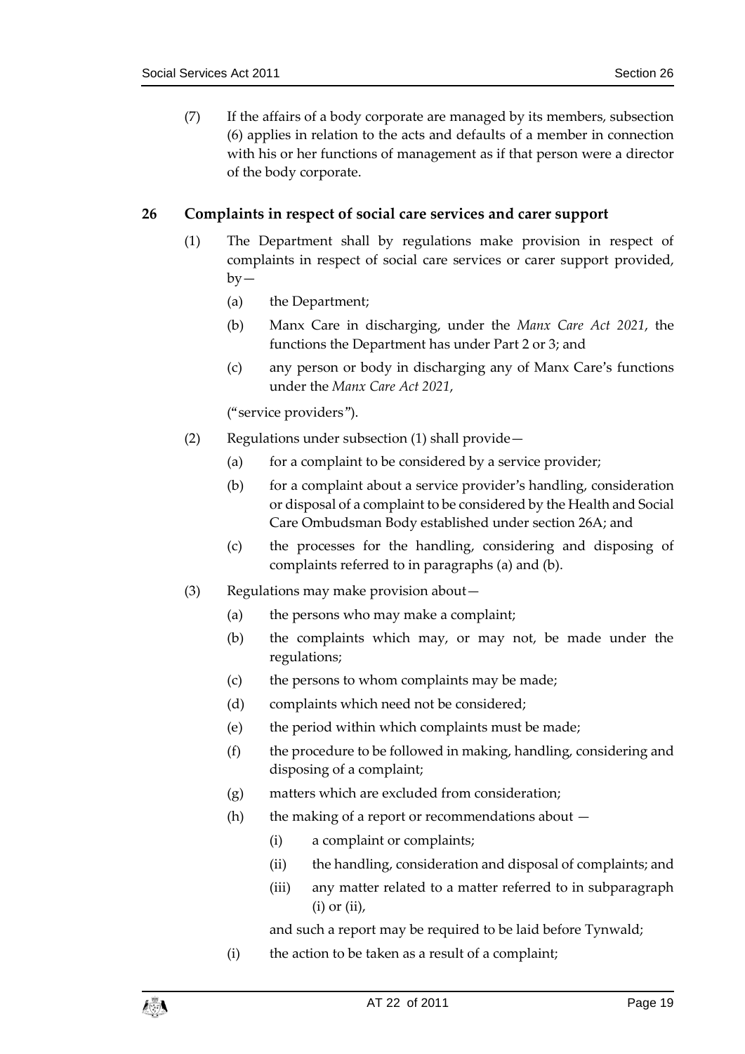(7) If the affairs of a body corporate are managed by its members, subsection (6) applies in relation to the acts and defaults of a member in connection with his or her functions of management as if that person were a director of the body corporate.

## 26 Complaints in respect of social care services and carer support

(1) The Department shall by regulations make provision in respect of complaints in respect of social care services or carer support provided, by—

(a) the Department;

(b) Manx Care in discharging, under the *Manx Care Act 2021*, the functions the Department has under Part 2 or 3; and

(c) any person or body in discharging any of Manx Care's functions under the *Manx Care Act 2021*,

("service providers").

(2) Regulations under subsection (1) shall provide—

(a) for a complaint to be considered by a service provider;

(b) for a complaint about a service provider's handling, consideration or disposal of a complaint to be considered by the Health and Social Care Ombudsman Body established under section 26A; and

(c) the processes for the handling, considering and disposing of complaints referred to in paragraphs (a) and (b).

(3) Regulations may make provision about—

(a) the persons who may make a complaint;

(b) the complaints which may, or may not, be made under the regulations;

(c) the persons to whom complaints may be made;

(d) complaints which need not be considered;

(e) the period within which complaints must be made;

(f) the procedure to be followed in making, handling, considering and disposing of a complaint;

(g) matters which are excluded from consideration;

(h) the making of a report or recommendations about —

(i) a complaint or complaints;

(ii) the handling, consideration and disposal of complaints; and

(iii) any matter related to a matter referred to in subparagraph (i) or (ii),

and such a report may be required to be laid before Tynwald;

(i) the action to be taken as a result of a complaint;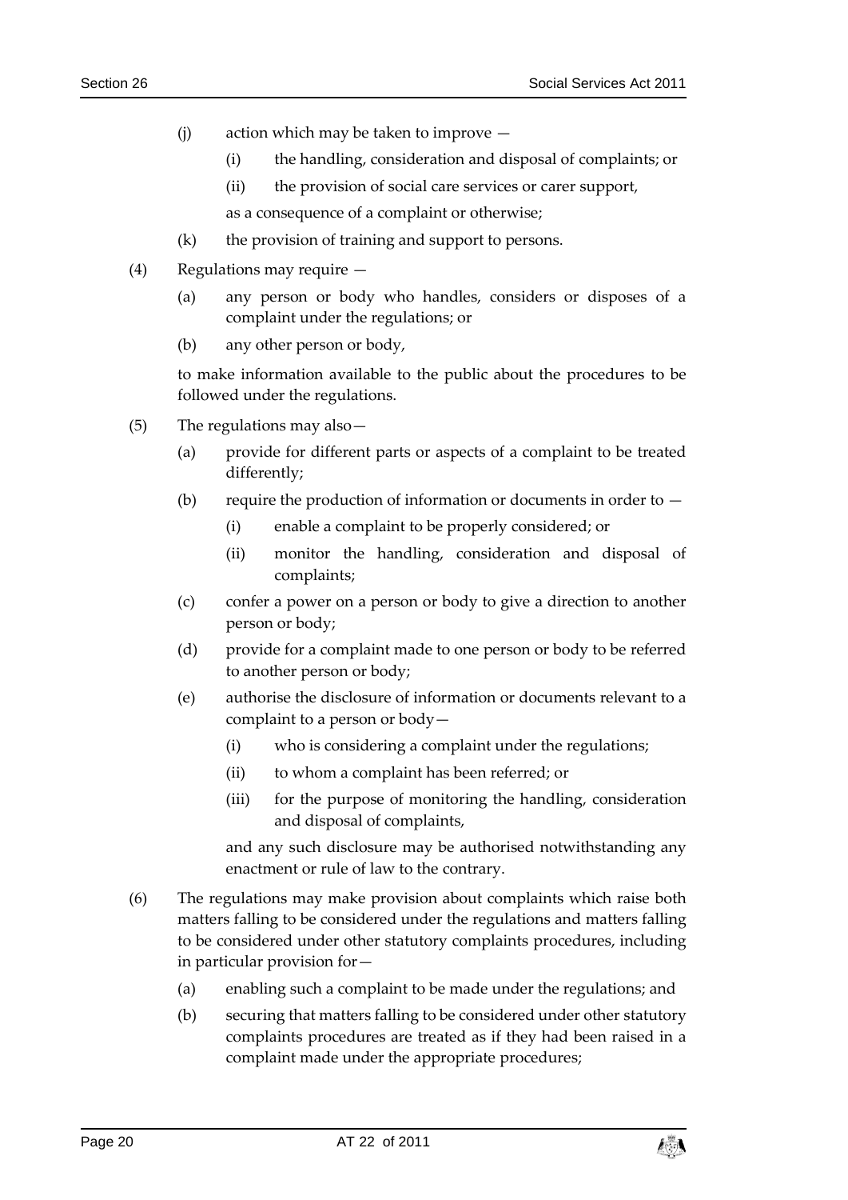(j) action which may be taken to improve —

    (i) the handling, consideration and disposal of complaints; or

    (ii) the provision of social care services or carer support,

    as a consequence of a complaint or otherwise;

(k) the provision of training and support to persons.

(4) Regulations may require —

(a) any person or body who handles, considers or disposes of a complaint under the regulations; or

(b) any other person or body,

to make information available to the public about the procedures to be followed under the regulations.

(5) The regulations may also—

(a) provide for different parts or aspects of a complaint to be treated differently;

(b) require the production of information or documents in order to —

    (i) enable a complaint to be properly considered; or

    (ii) monitor the handling, consideration and disposal of complaints;

(c) confer a power on a person or body to give a direction to another person or body;

(d) provide for a complaint made to one person or body to be referred to another person or body;

(e) authorise the disclosure of information or documents relevant to a complaint to a person or body—

    (i) who is considering a complaint under the regulations;

    (ii) to whom a complaint has been referred; or

    (iii) for the purpose of monitoring the handling, consideration and disposal of complaints,

    and any such disclosure may be authorised notwithstanding any enactment or rule of law to the contrary.

(6) The regulations may make provision about complaints which raise both matters falling to be considered under the regulations and matters falling to be considered under other statutory complaints procedures, including in particular provision for—

(a) enabling such a complaint to be made under the regulations; and

(b) securing that matters falling to be considered under other statutory complaints procedures are treated as if they had been raised in a complaint made under the appropriate procedures;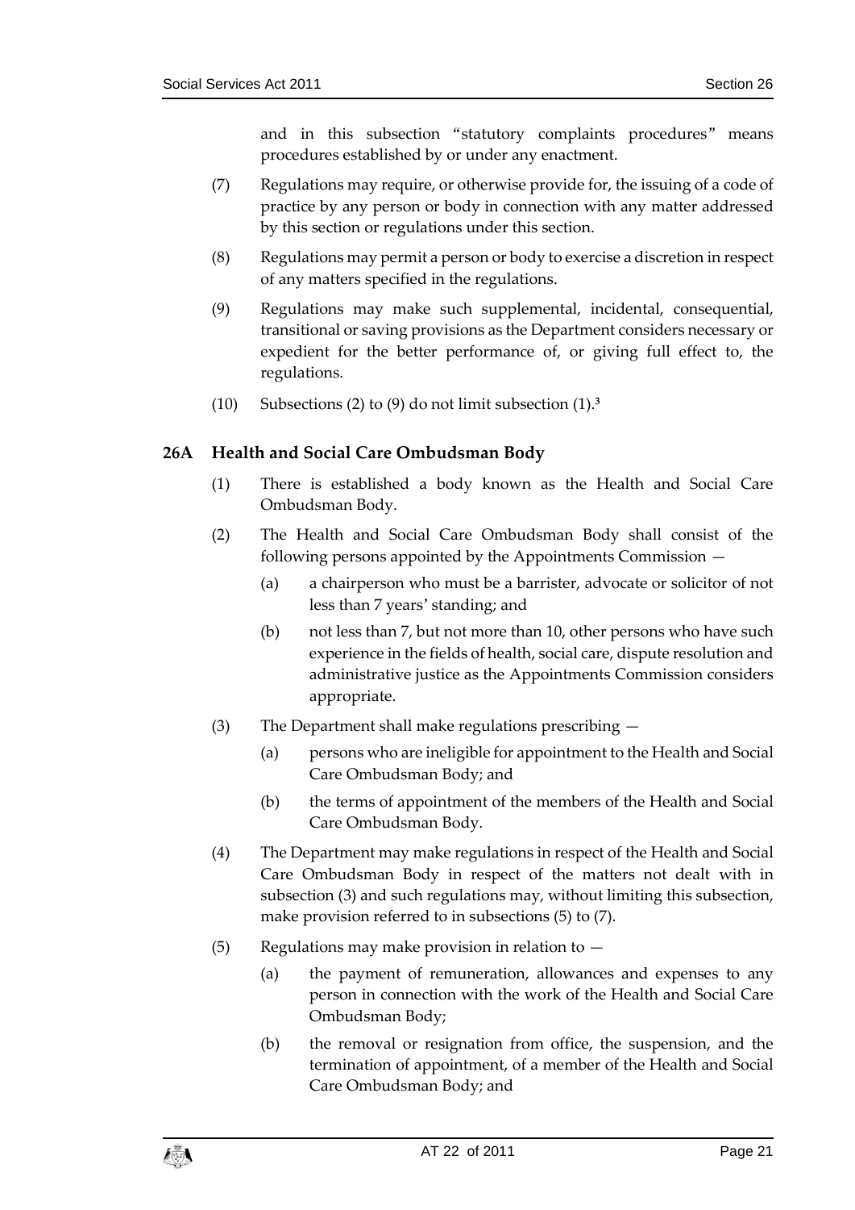and in this subsection "statutory complaints procedures" means procedures established by or under any enactment.

(7) Regulations may require, or otherwise provide for, the issuing of a code of practice by any person or body in connection with any matter addressed by this section or regulations under this section.

(8) Regulations may permit a person or body to exercise a discretion in respect of any matters specified in the regulations.

(9) Regulations may make such supplemental, incidental, consequential, transitional or saving provisions as the Department considers necessary or expedient for the better performance of, or giving full effect to, the regulations.

(10) Subsections (2) to (9) do not limit subsection (1).[3]

### 26A Health and Social Care Ombudsman Body

(1) There is established a body known as the Health and Social Care Ombudsman Body.

(2) The Health and Social Care Ombudsman Body shall consist of the following persons appointed by the Appointments Commission —

(a) a chairperson who must be a barrister, advocate or solicitor of not less than 7 years' standing; and

(b) not less than 7, but not more than 10, other persons who have such experience in the fields of health, social care, dispute resolution and administrative justice as the Appointments Commission considers appropriate.

(3) The Department shall make regulations prescribing —

(a) persons who are ineligible for appointment to the Health and Social Care Ombudsman Body; and

(b) the terms of appointment of the members of the Health and Social Care Ombudsman Body.

(4) The Department may make regulations in respect of the Health and Social Care Ombudsman Body in respect of the matters not dealt with in subsection (3) and such regulations may, without limiting this subsection, make provision referred to in subsections (5) to (7).

(5) Regulations may make provision in relation to —

(a) the payment of remuneration, allowances and expenses to any person in connection with the work of the Health and Social Care Ombudsman Body;

(b) the removal or resignation from office, the suspension, and the termination of appointment, of a member of the Health and Social Care Ombudsman Body; and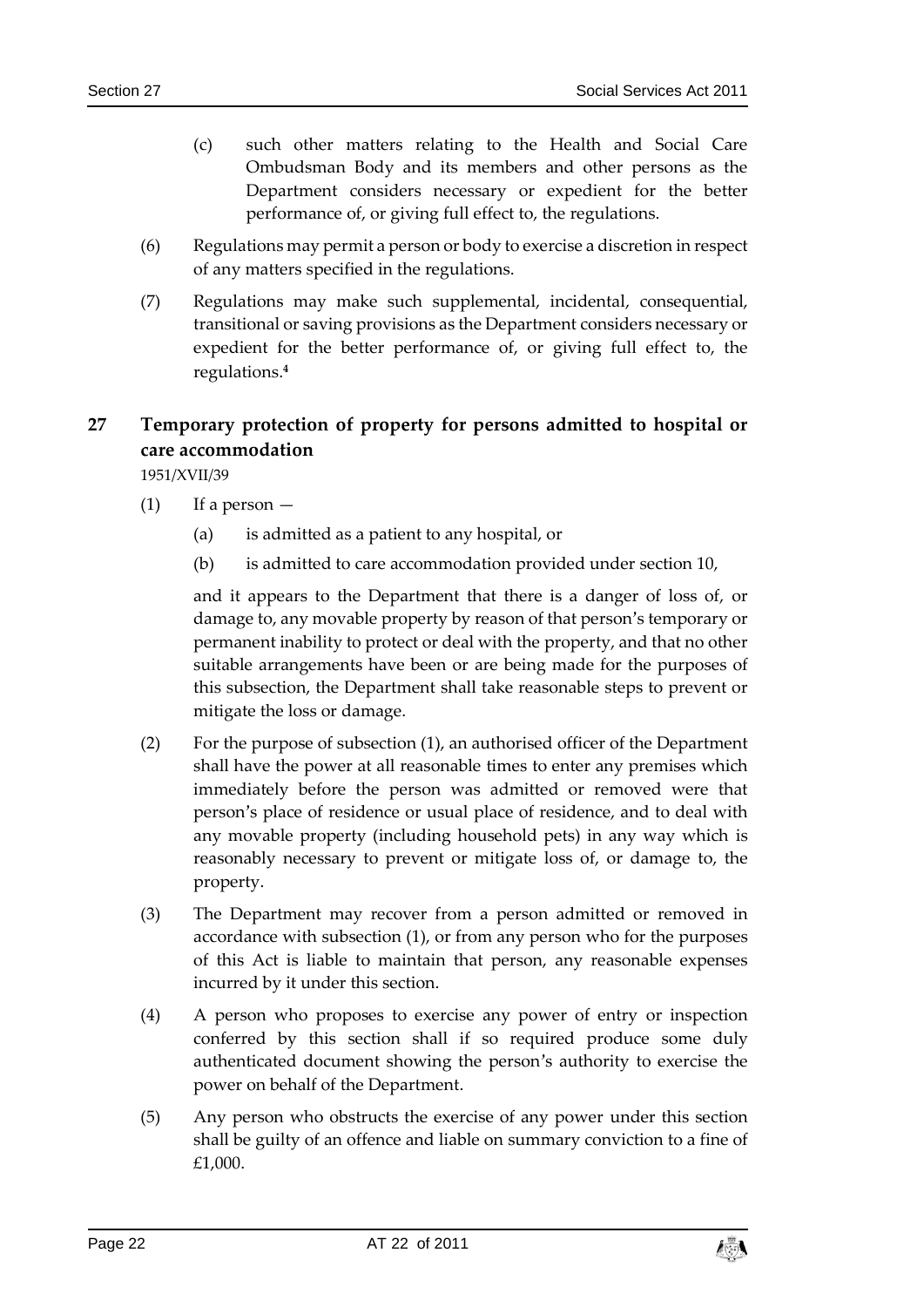(c) such other matters relating to the Health and Social Care Ombudsman Body and its members and other persons as the Department considers necessary or expedient for the better performance of, or giving full effect to, the regulations.

(6) Regulations may permit a person or body to exercise a discretion in respect of any matters specified in the regulations.

(7) Regulations may make such supplemental, incidental, consequential, transitional or saving provisions as the Department considers necessary or expedient for the better performance of, or giving full effect to, the regulations.[4]

## 27 Temporary protection of property for persons admitted to hospital or care accommodation

1951/XVII/39

(1) If a person —

(a) is admitted as a patient to any hospital, or

(b) is admitted to care accommodation provided under section 10,

and it appears to the Department that there is a danger of loss of, or damage to, any movable property by reason of that person's temporary or permanent inability to protect or deal with the property, and that no other suitable arrangements have been or are being made for the purposes of this subsection, the Department shall take reasonable steps to prevent or mitigate the loss or damage.

(2) For the purpose of subsection (1), an authorised officer of the Department shall have the power at all reasonable times to enter any premises which immediately before the person was admitted or removed were that person's place of residence or usual place of residence, and to deal with any movable property (including household pets) in any way which is reasonably necessary to prevent or mitigate loss of, or damage to, the property.

(3) The Department may recover from a person admitted or removed in accordance with subsection (1), or from any person who for the purposes of this Act is liable to maintain that person, any reasonable expenses incurred by it under this section.

(4) A person who proposes to exercise any power of entry or inspection conferred by this section shall if so required produce some duly authenticated document showing the person's authority to exercise the power on behalf of the Department.

(5) Any person who obstructs the exercise of any power under this section shall be guilty of an offence and liable on summary conviction to a fine of £1,000.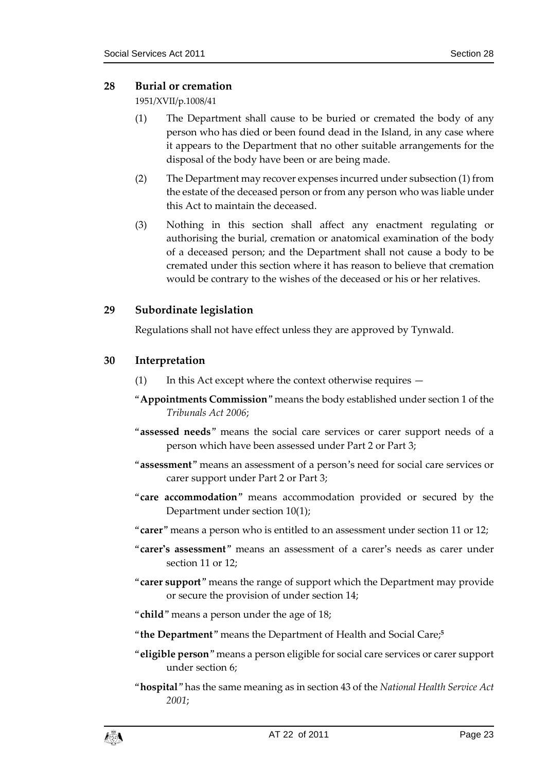## 28 Burial or cremation

1951/XVII/p.1008/41

(1) The Department shall cause to be buried or cremated the body of any person who has died or been found dead in the Island, in any case where it appears to the Department that no other suitable arrangements for the disposal of the body have been or are being made.

(2) The Department may recover expenses incurred under subsection (1) from the estate of the deceased person or from any person who was liable under this Act to maintain the deceased.

(3) Nothing in this section shall affect any enactment regulating or authorising the burial, cremation or anatomical examination of the body of a deceased person; and the Department shall not cause a body to be cremated under this section where it has reason to believe that cremation would be contrary to the wishes of the deceased or his or her relatives.

## 29 Subordinate legislation

Regulations shall not have effect unless they are approved by Tynwald.

## 30 Interpretation

(1) In this Act except where the context otherwise requires —

"**Appointments Commission**" means the body established under section 1 of the *Tribunals Act 2006*;

"**assessed needs**" means the social care services or carer support needs of a person which have been assessed under Part 2 or Part 3;

"**assessment**" means an assessment of a person's need for social care services or carer support under Part 2 or Part 3;

"**care accommodation**" means accommodation provided or secured by the Department under section 10(1);

"**carer**" means a person who is entitled to an assessment under section 11 or 12;

"**carer's assessment**" means an assessment of a carer's needs as carer under section 11 or 12;

"**carer support**" means the range of support which the Department may provide or secure the provision of under section 14;

"**child**" means a person under the age of 18;

"**the Department**" means the Department of Health and Social Care;[5]

"**eligible person**" means a person eligible for social care services or carer support under section 6;

"**hospital**" has the same meaning as in section 43 of the *National Health Service Act 2001*;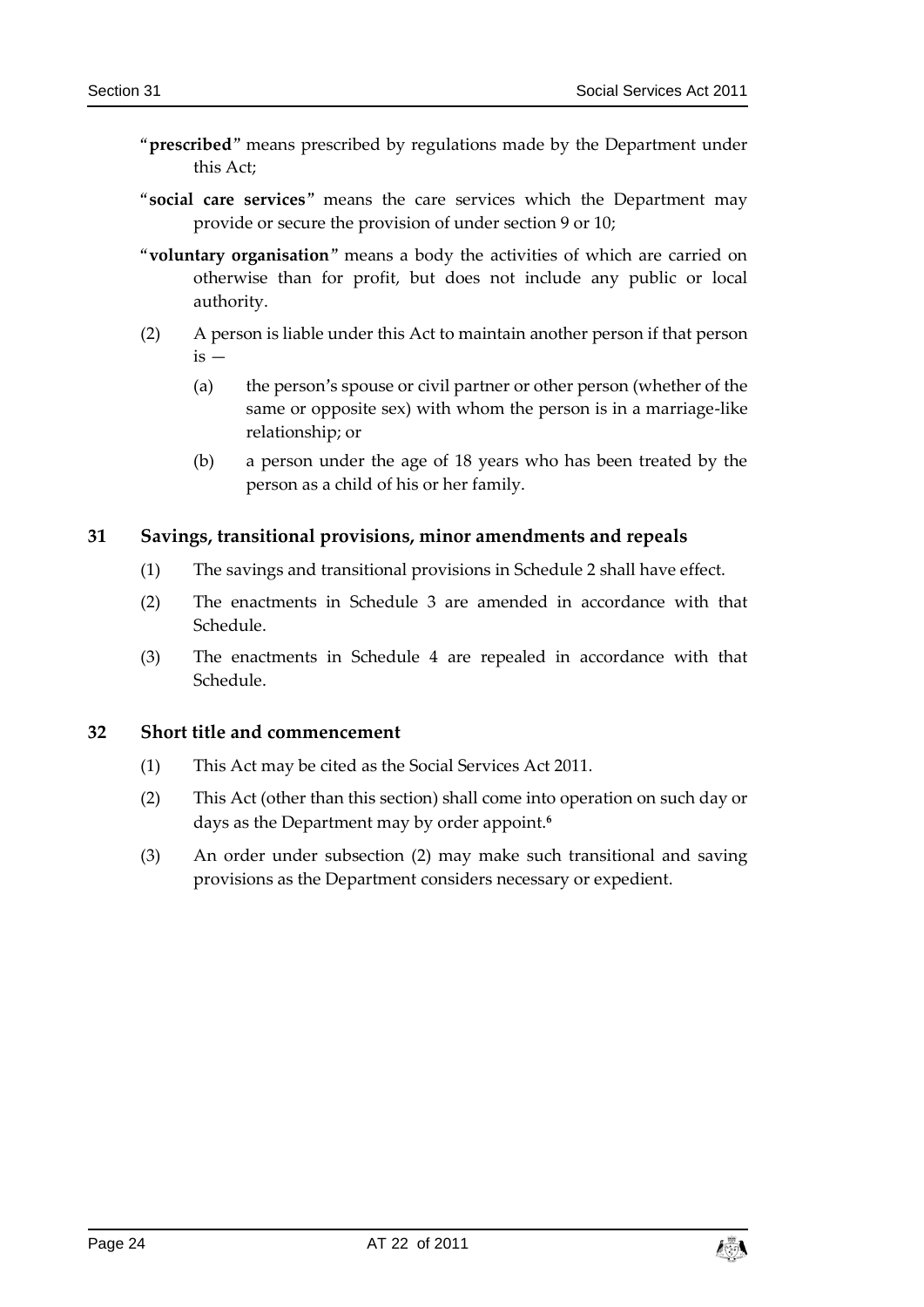"**prescribed**" means prescribed by regulations made by the Department under this Act;

"**social care services**" means the care services which the Department may provide or secure the provision of under section 9 or 10;

"**voluntary organisation**" means a body the activities of which are carried on otherwise than for profit, but does not include any public or local authority.

(2) A person is liable under this Act to maintain another person if that person is —

(a) the person's spouse or civil partner or other person (whether of the same or opposite sex) with whom the person is in a marriage-like relationship; or

(b) a person under the age of 18 years who has been treated by the person as a child of his or her family.

## 31 Savings, transitional provisions, minor amendments and repeals

(1) The savings and transitional provisions in Schedule 2 shall have effect.

(2) The enactments in Schedule 3 are amended in accordance with that Schedule.

(3) The enactments in Schedule 4 are repealed in accordance with that Schedule.

## 32 Short title and commencement

(1) This Act may be cited as the Social Services Act 2011.

(2) This Act (other than this section) shall come into operation on such day or days as the Department may by order appoint.[6]

(3) An order under subsection (2) may make such transitional and saving provisions as the Department considers necessary or expedient.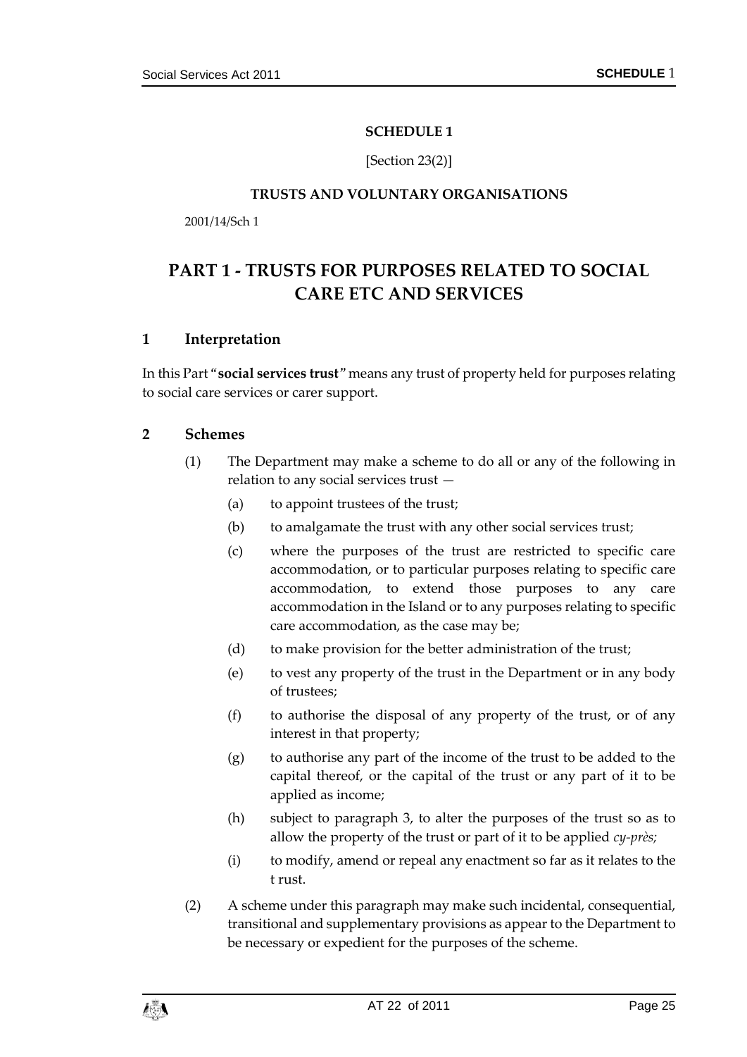**SCHEDULE 1**

[Section 23(2)]

**TRUSTS AND VOLUNTARY ORGANISATIONS**

2001/14/Sch 1

# PART 1 - TRUSTS FOR PURPOSES RELATED TO SOCIAL CARE ETC AND SERVICES

## 1 Interpretation

In this Part "**social services trust**" means any trust of property held for purposes relating to social care services or carer support.

## 2 Schemes

(1) The Department may make a scheme to do all or any of the following in relation to any social services trust —

(a) to appoint trustees of the trust;

(b) to amalgamate the trust with any other social services trust;

(c) where the purposes of the trust are restricted to specific care accommodation, or to particular purposes relating to specific care accommodation, to extend those purposes to any care accommodation in the Island or to any purposes relating to specific care accommodation, as the case may be;

(d) to make provision for the better administration of the trust;

(e) to vest any property of the trust in the Department or in any body of trustees;

(f) to authorise the disposal of any property of the trust, or of any interest in that property;

(g) to authorise any part of the income of the trust to be added to the capital thereof, or the capital of the trust or any part of it to be applied as income;

(h) subject to paragraph 3, to alter the purposes of the trust so as to allow the property of the trust or part of it to be applied *cy-près;*

(i) to modify, amend or repeal any enactment so far as it relates to the t rust.

(2) A scheme under this paragraph may make such incidental, consequential, transitional and supplementary provisions as appear to the Department to be necessary or expedient for the purposes of the scheme.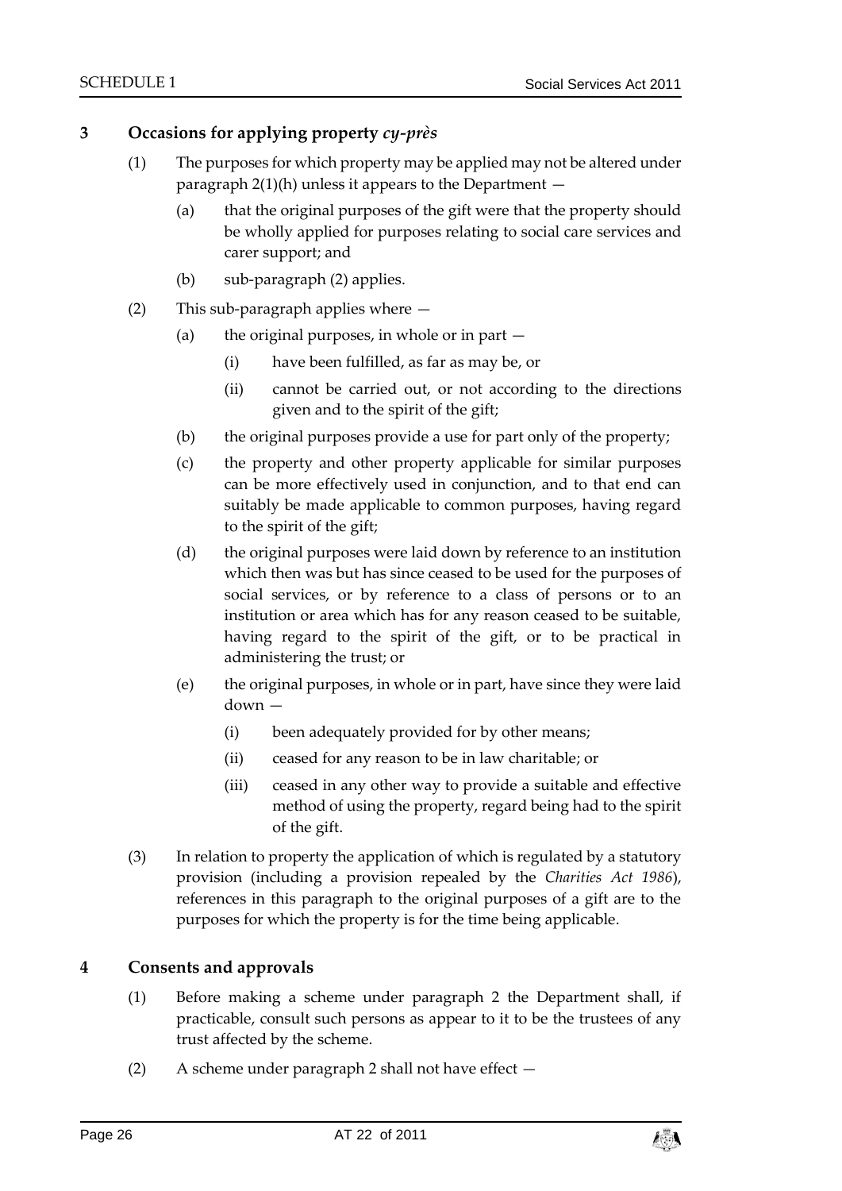## 3 Occasions for applying property *cy-près*

(1) The purposes for which property may be applied may not be altered under paragraph 2(1)(h) unless it appears to the Department —

(a) that the original purposes of the gift were that the property should be wholly applied for purposes relating to social care services and carer support; and

(b) sub-paragraph (2) applies.

(2) This sub-paragraph applies where —

(a) the original purposes, in whole or in part —

(i) have been fulfilled, as far as may be, or

(ii) cannot be carried out, or not according to the directions given and to the spirit of the gift;

(b) the original purposes provide a use for part only of the property;

(c) the property and other property applicable for similar purposes can be more effectively used in conjunction, and to that end can suitably be made applicable to common purposes, having regard to the spirit of the gift;

(d) the original purposes were laid down by reference to an institution which then was but has since ceased to be used for the purposes of social services, or by reference to a class of persons or to an institution or area which has for any reason ceased to be suitable, having regard to the spirit of the gift, or to be practical in administering the trust; or

(e) the original purposes, in whole or in part, have since they were laid down —

(i) been adequately provided for by other means;

(ii) ceased for any reason to be in law charitable; or

(iii) ceased in any other way to provide a suitable and effective method of using the property, regard being had to the spirit of the gift.

(3) In relation to property the application of which is regulated by a statutory provision (including a provision repealed by the *Charities Act 1986*), references in this paragraph to the original purposes of a gift are to the purposes for which the property is for the time being applicable.

## 4 Consents and approvals

(1) Before making a scheme under paragraph 2 the Department shall, if practicable, consult such persons as appear to it to be the trustees of any trust affected by the scheme.

(2) A scheme under paragraph 2 shall not have effect —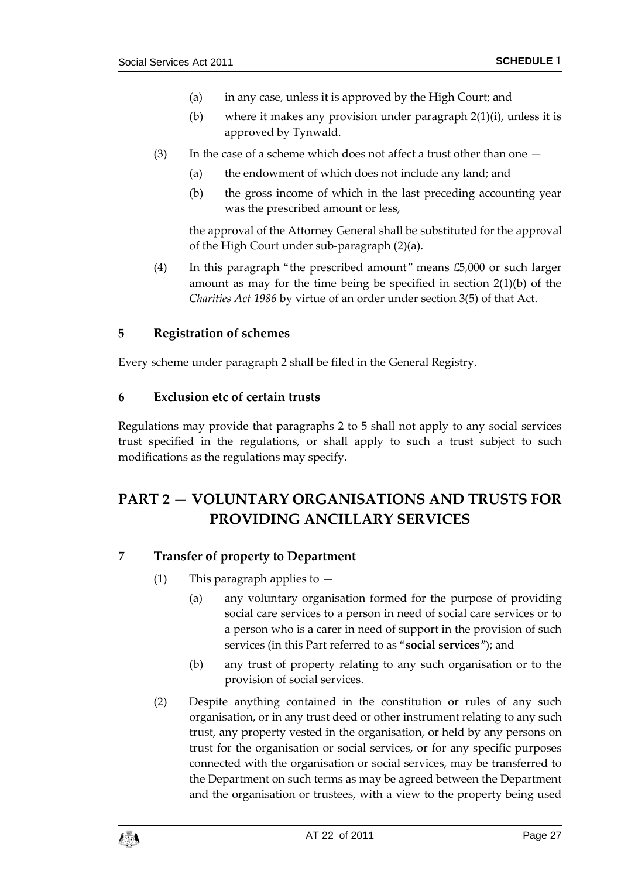(a) in any case, unless it is approved by the High Court; and

(b) where it makes any provision under paragraph 2(1)(i), unless it is approved by Tynwald.

(3) In the case of a scheme which does not affect a trust other than one —

(a) the endowment of which does not include any land; and

(b) the gross income of which in the last preceding accounting year was the prescribed amount or less,

the approval of the Attorney General shall be substituted for the approval of the High Court under sub-paragraph (2)(a).

(4) In this paragraph "the prescribed amount" means £5,000 or such larger amount as may for the time being be specified in section 2(1)(b) of the *Charities Act 1986* by virtue of an order under section 3(5) of that Act.

### 5 Registration of schemes

Every scheme under paragraph 2 shall be filed in the General Registry.

### 6 Exclusion etc of certain trusts

Regulations may provide that paragraphs 2 to 5 shall not apply to any social services trust specified in the regulations, or shall apply to such a trust subject to such modifications as the regulations may specify.

## PART 2 — VOLUNTARY ORGANISATIONS AND TRUSTS FOR PROVIDING ANCILLARY SERVICES

### 7 Transfer of property to Department

(1) This paragraph applies to —

(a) any voluntary organisation formed for the purpose of providing social care services to a person in need of social care services or to a person who is a carer in need of support in the provision of such services (in this Part referred to as "**social services**"); and

(b) any trust of property relating to any such organisation or to the provision of social services.

(2) Despite anything contained in the constitution or rules of any such organisation, or in any trust deed or other instrument relating to any such trust, any property vested in the organisation, or held by any persons on trust for the organisation or social services, or for any specific purposes connected with the organisation or social services, may be transferred to the Department on such terms as may be agreed between the Department and the organisation or trustees, with a view to the property being used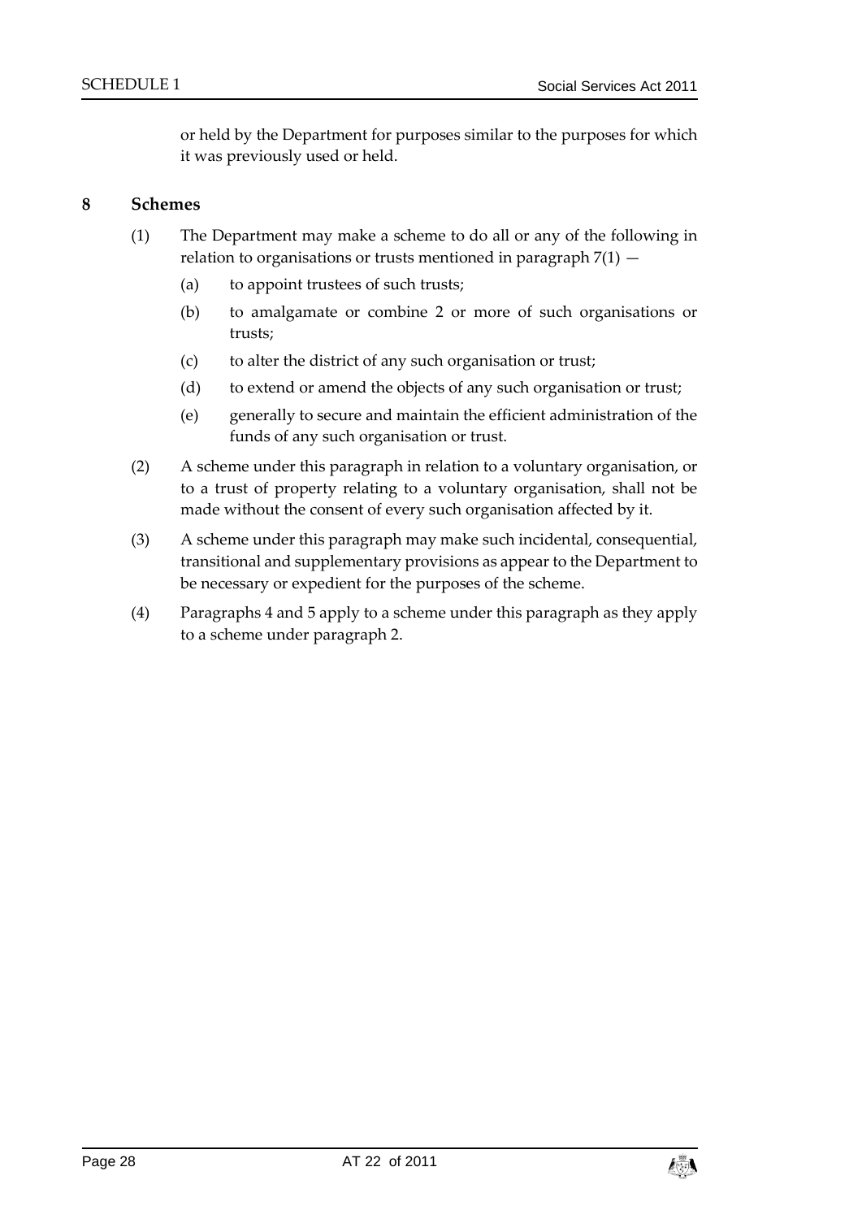or held by the Department for purposes similar to the purposes for which it was previously used or held.

## 8 Schemes

(1) The Department may make a scheme to do all or any of the following in relation to organisations or trusts mentioned in paragraph 7(1) —

(a) to appoint trustees of such trusts;

(b) to amalgamate or combine 2 or more of such organisations or trusts;

(c) to alter the district of any such organisation or trust;

(d) to extend or amend the objects of any such organisation or trust;

(e) generally to secure and maintain the efficient administration of the funds of any such organisation or trust.

(2) A scheme under this paragraph in relation to a voluntary organisation, or to a trust of property relating to a voluntary organisation, shall not be made without the consent of every such organisation affected by it.

(3) A scheme under this paragraph may make such incidental, consequential, transitional and supplementary provisions as appear to the Department to be necessary or expedient for the purposes of the scheme.

(4) Paragraphs 4 and 5 apply to a scheme under this paragraph as they apply to a scheme under paragraph 2.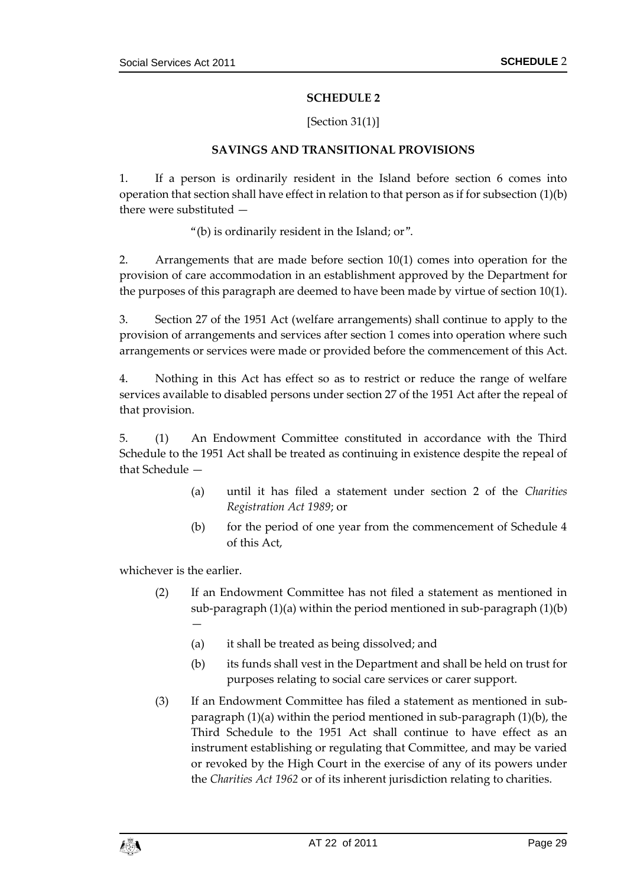# SCHEDULE 2

[Section 31(1)]

## SAVINGS AND TRANSITIONAL PROVISIONS

1. If a person is ordinarily resident in the Island before section 6 comes into operation that section shall have effect in relation to that person as if for subsection (1)(b) there were substituted —

"(b) is ordinarily resident in the Island; or".

2. Arrangements that are made before section 10(1) comes into operation for the provision of care accommodation in an establishment approved by the Department for the purposes of this paragraph are deemed to have been made by virtue of section 10(1).

3. Section 27 of the 1951 Act (welfare arrangements) shall continue to apply to the provision of arrangements and services after section 1 comes into operation where such arrangements or services were made or provided before the commencement of this Act.

4. Nothing in this Act has effect so as to restrict or reduce the range of welfare services available to disabled persons under section 27 of the 1951 Act after the repeal of that provision.

5. (1) An Endowment Committee constituted in accordance with the Third Schedule to the 1951 Act shall be treated as continuing in existence despite the repeal of that Schedule —

(a) until it has filed a statement under section 2 of the *Charities Registration Act 1989*; or

(b) for the period of one year from the commencement of Schedule 4 of this Act,

whichever is the earlier.

(2) If an Endowment Committee has not filed a statement as mentioned in sub-paragraph (1)(a) within the period mentioned in sub-paragraph (1)(b) —

(a) it shall be treated as being dissolved; and

(b) its funds shall vest in the Department and shall be held on trust for purposes relating to social care services or carer support.

(3) If an Endowment Committee has filed a statement as mentioned in sub-paragraph (1)(a) within the period mentioned in sub-paragraph (1)(b), the Third Schedule to the 1951 Act shall continue to have effect as an instrument establishing or regulating that Committee, and may be varied or revoked by the High Court in the exercise of any of its powers under the *Charities Act 1962* or of its inherent jurisdiction relating to charities.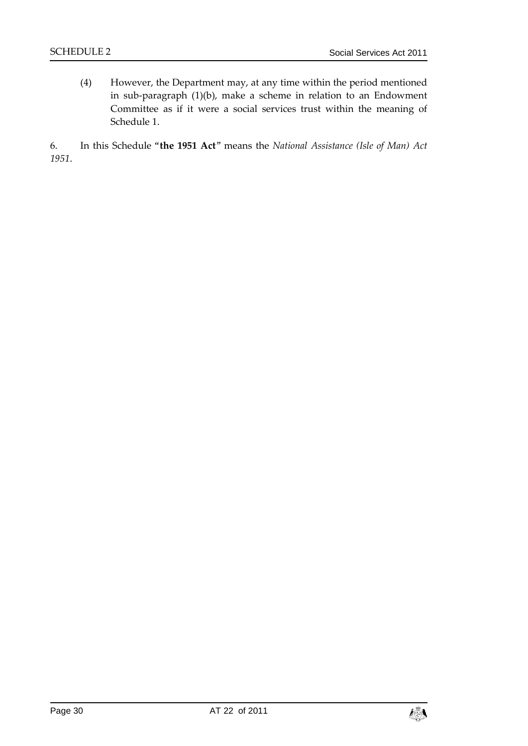(4) However, the Department may, at any time within the period mentioned in sub-paragraph (1)(b), make a scheme in relation to an Endowment Committee as if it were a social services trust within the meaning of Schedule 1.

6. In this Schedule "**the 1951 Act**" means the *National Assistance (Isle of Man) Act 1951*.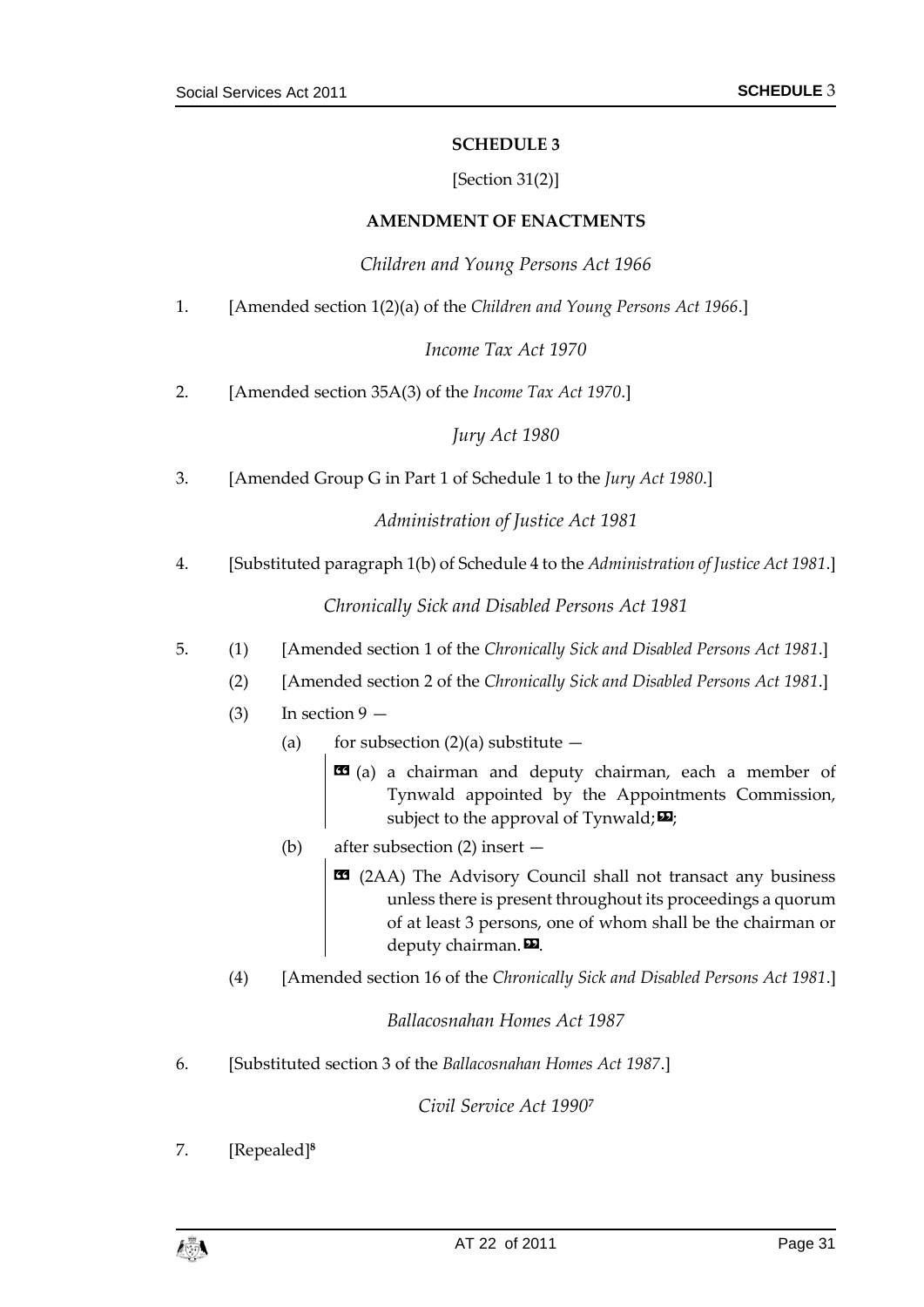# SCHEDULE 3

[Section 31(2)]

## AMENDMENT OF ENACTMENTS

*Children and Young Persons Act 1966*

1. [Amended section 1(2)(a) of the *Children and Young Persons Act 1966*.]

*Income Tax Act 1970*

2. [Amended section 35A(3) of the *Income Tax Act 1970*.]

*Jury Act 1980*

3. [Amended Group G in Part 1 of Schedule 1 to the *Jury Act 1980*.]

*Administration of Justice Act 1981*

4. [Substituted paragraph 1(b) of Schedule 4 to the *Administration of Justice Act 1981*.]

*Chronically Sick and Disabled Persons Act 1981*

5. (1) [Amended section 1 of the *Chronically Sick and Disabled Persons Act 1981*.]

   (2) [Amended section 2 of the *Chronically Sick and Disabled Persons Act 1981*.]

   (3) In section 9 —

   (a) for subsection (2)(a) substitute —

   > « (a) a chairman and deputy chairman, each a member of Tynwald appointed by the Appointments Commission, subject to the approval of Tynwald; »;

   (b) after subsection (2) insert —

   > « (2AA) The Advisory Council shall not transact any business unless there is present throughout its proceedings a quorum of at least 3 persons, one of whom shall be the chairman or deputy chairman. ».

   (4) [Amended section 16 of the *Chronically Sick and Disabled Persons Act 1981*.]

*Ballacosnahan Homes Act 1987*

6. [Substituted section 3 of the *Ballacosnahan Homes Act 1987*.]

*Civil Service Act 1990*[7]

7. [Repealed][8]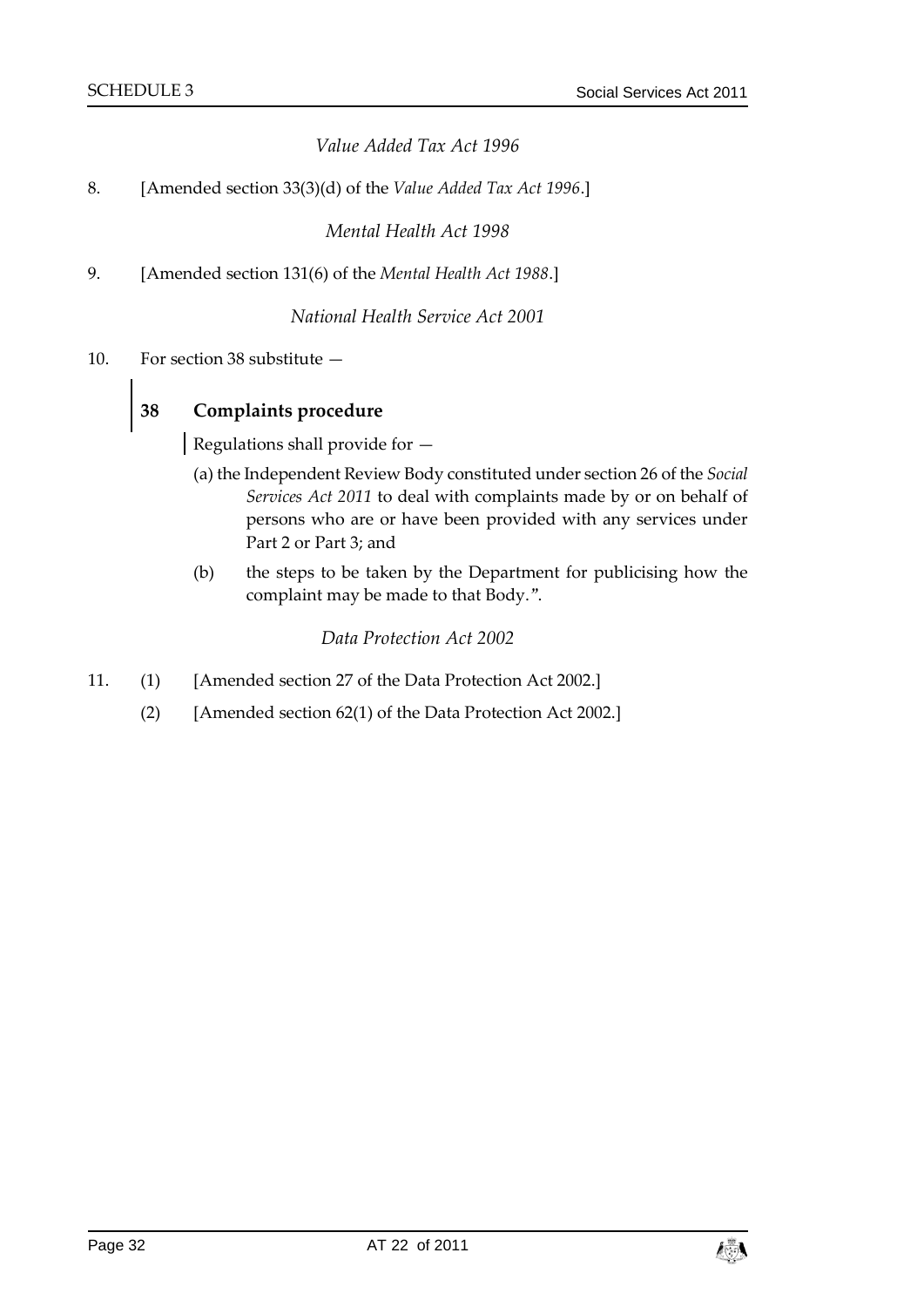*Value Added Tax Act 1996*

8. [Amended section 33(3)(d) of the *Value Added Tax Act 1996*.]

*Mental Health Act 1998*

9. [Amended section 131(6) of the *Mental Health Act 1988*.]

*National Health Service Act 2001*

10. For section 38 substitute —

**38 Complaints procedure**

Regulations shall provide for —

(a) the Independent Review Body constituted under section 26 of the *Social Services Act 2011* to deal with complaints made by or on behalf of persons who are or have been provided with any services under Part 2 or Part 3; and

(b) the steps to be taken by the Department for publicising how the complaint may be made to that Body.".

*Data Protection Act 2002*

11. (1) [Amended section 27 of the Data Protection Act 2002.]

(2) [Amended section 62(1) of the Data Protection Act 2002.]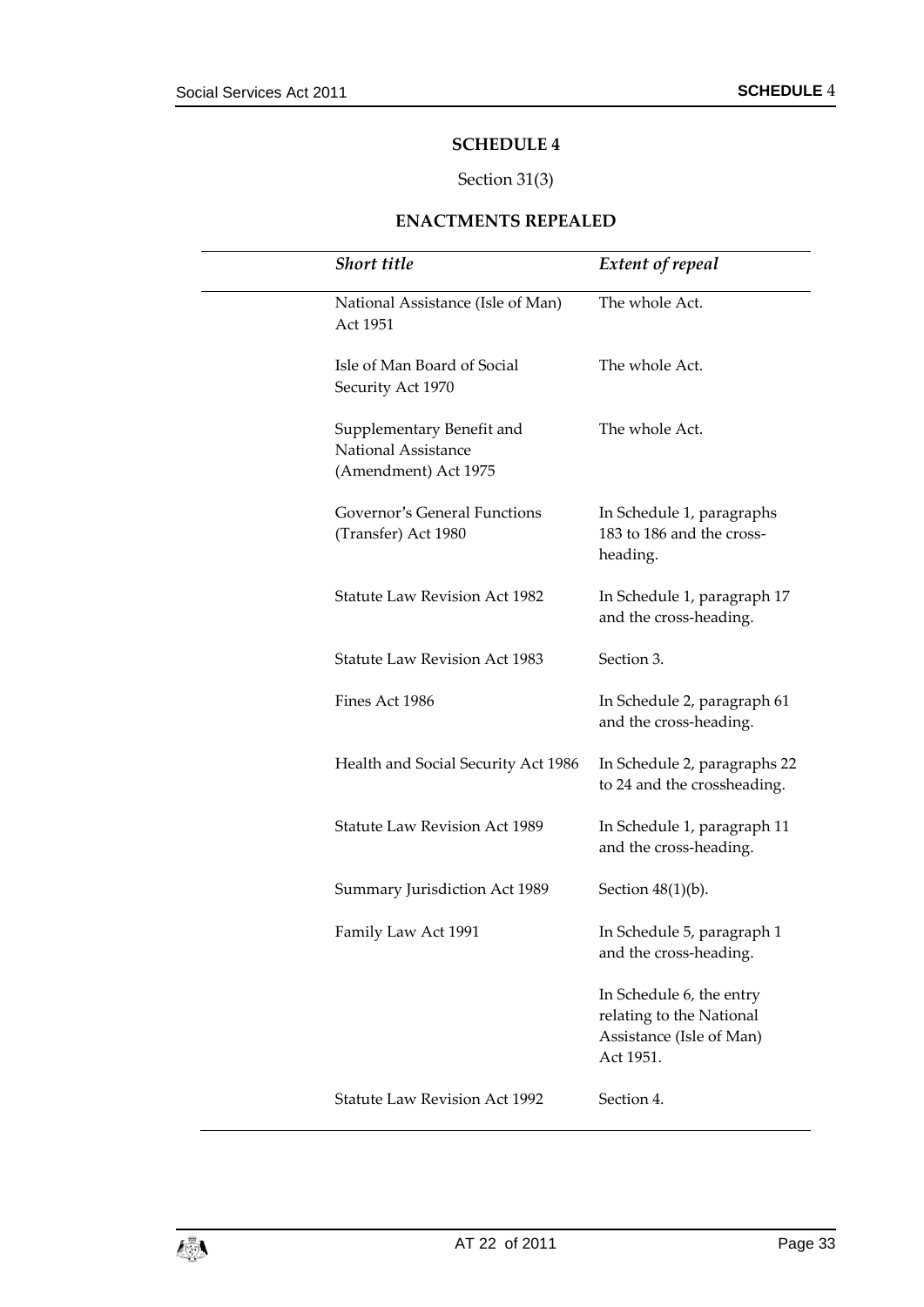## SCHEDULE 4

Section 31(3)

### ENACTMENTS REPEALED

| *Short title* | *Extent of repeal* |
|---|---|
| National Assistance (Isle of Man) Act 1951 | The whole Act. |
| Isle of Man Board of Social Security Act 1970 | The whole Act. |
| Supplementary Benefit and National Assistance (Amendment) Act 1975 | The whole Act. |
| Governor's General Functions (Transfer) Act 1980 | In Schedule 1, paragraphs 183 to 186 and the cross-heading. |
| Statute Law Revision Act 1982 | In Schedule 1, paragraph 17 and the cross-heading. |
| Statute Law Revision Act 1983 | Section 3. |
| Fines Act 1986 | In Schedule 2, paragraph 61 and the cross-heading. |
| Health and Social Security Act 1986 | In Schedule 2, paragraphs 22 to 24 and the crossheading. |
| Statute Law Revision Act 1989 | In Schedule 1, paragraph 11 and the cross-heading. |
| Summary Jurisdiction Act 1989 | Section 48(1)(b). |
| Family Law Act 1991 | In Schedule 5, paragraph 1 and the cross-heading. |
| | In Schedule 6, the entry relating to the National Assistance (Isle of Man) Act 1951. |
| Statute Law Revision Act 1992 | Section 4. |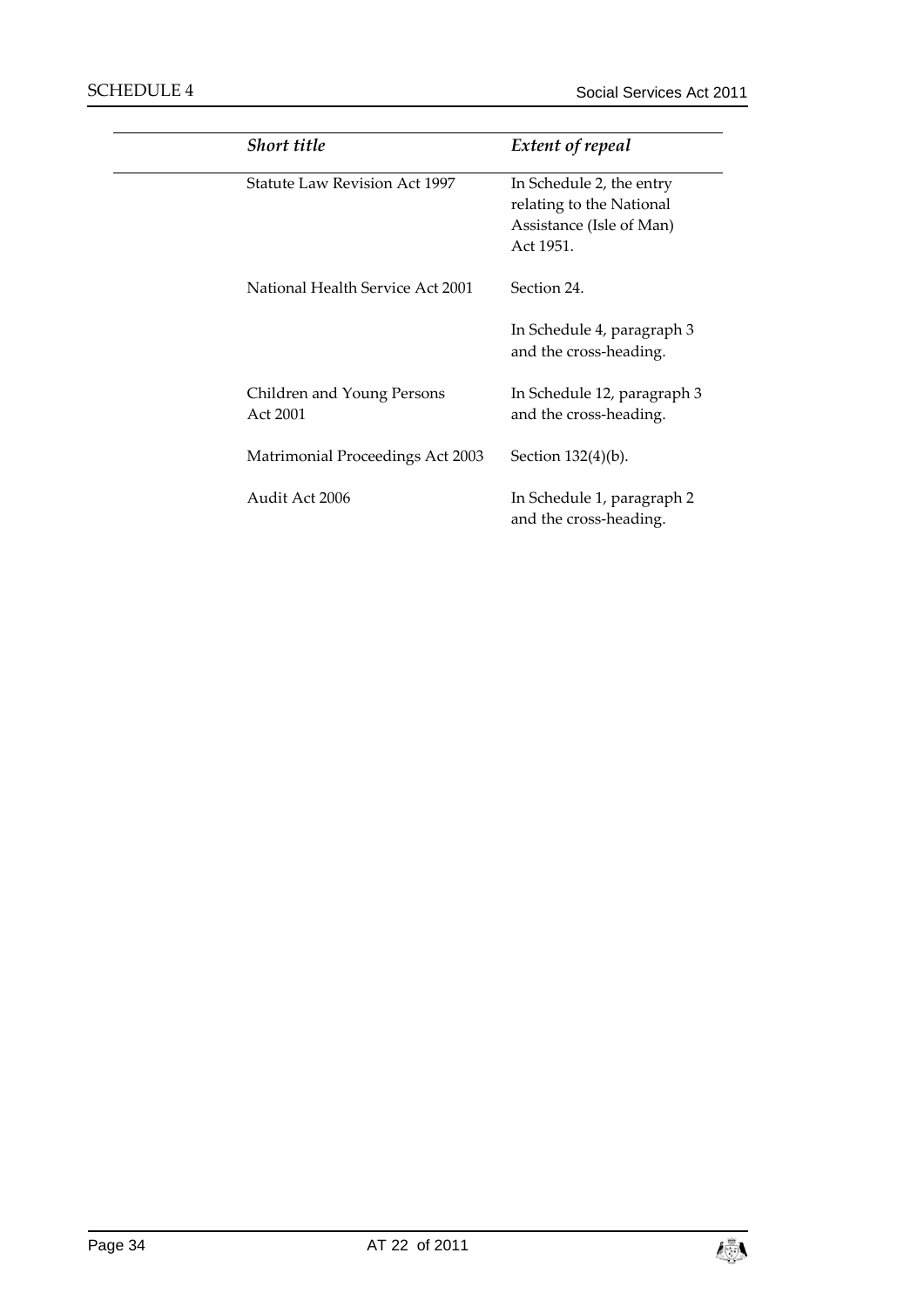| *Short title* | *Extent of repeal* |
|---|---|
| Statute Law Revision Act 1997 | In Schedule 2, the entry relating to the National Assistance (Isle of Man) Act 1951. |
| National Health Service Act 2001 | Section 24. |
| | In Schedule 4, paragraph 3 and the cross-heading. |
| Children and Young Persons Act 2001 | In Schedule 12, paragraph 3 and the cross-heading. |
| Matrimonial Proceedings Act 2003 | Section 132(4)(b). |
| Audit Act 2006 | In Schedule 1, paragraph 2 and the cross-heading. |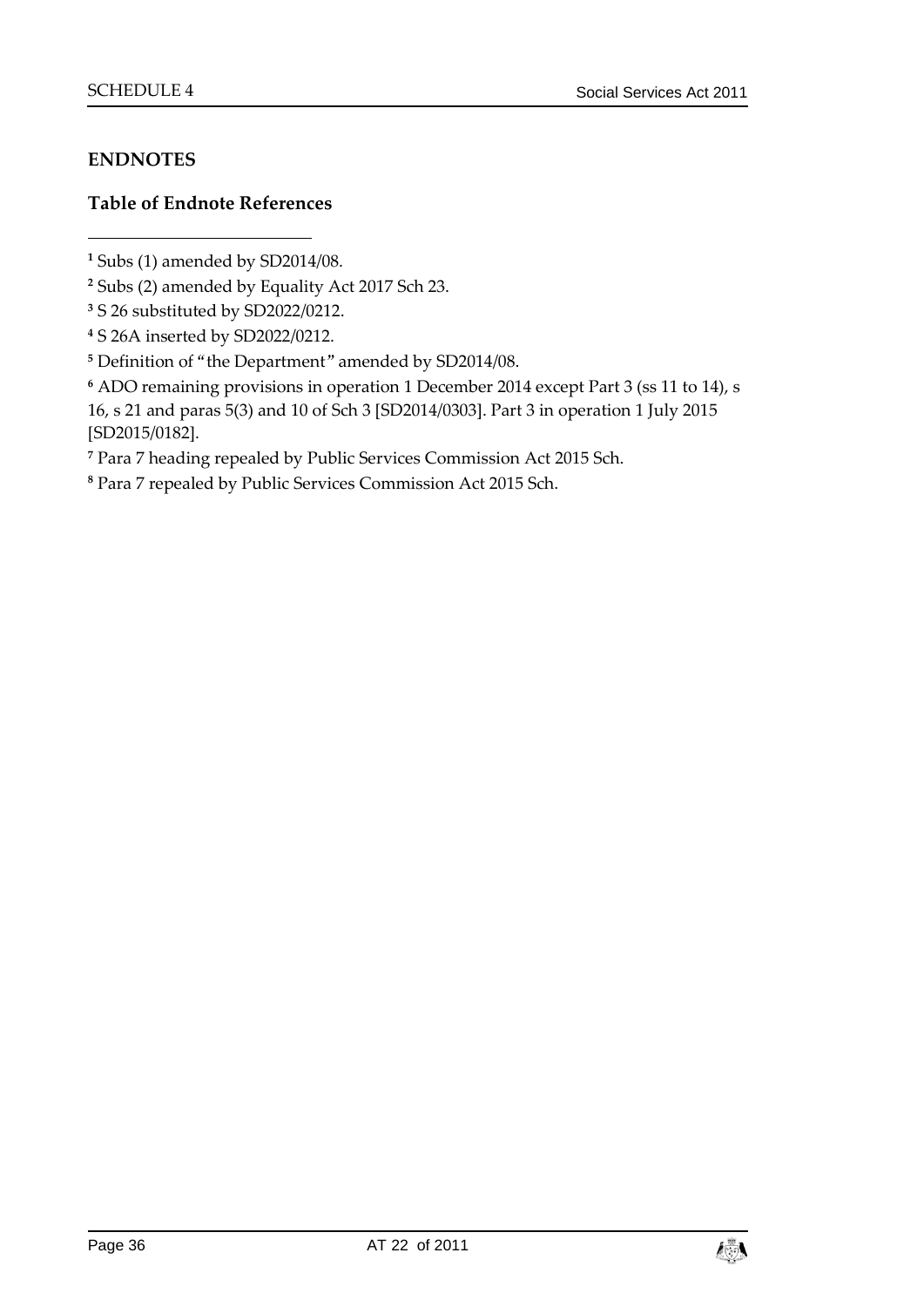## ENDNOTES

### Table of Endnote References

[1] Subs (1) amended by SD2014/08.

[2] Subs (2) amended by Equality Act 2017 Sch 23.

[3] S 26 substituted by SD2022/0212.

[4] S 26A inserted by SD2022/0212.

[5] Definition of "the Department" amended by SD2014/08.

[6] ADO remaining provisions in operation 1 December 2014 except Part 3 (ss 11 to 14), s 16, s 21 and paras 5(3) and 10 of Sch 3 [SD2014/0303]. Part 3 in operation 1 July 2015 [SD2015/0182].

[7] Para 7 heading repealed by Public Services Commission Act 2015 Sch.

[8] Para 7 repealed by Public Services Commission Act 2015 Sch.